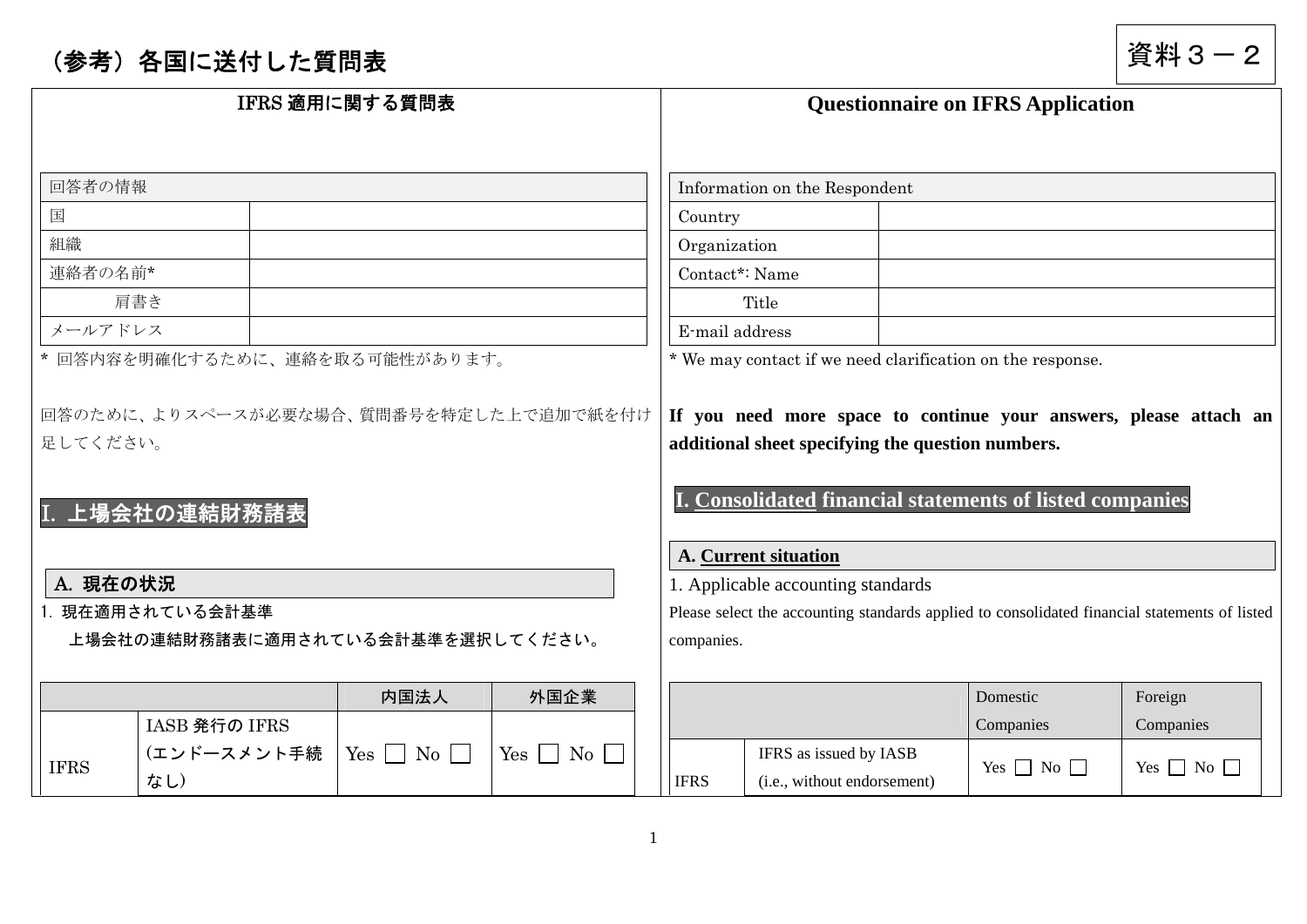# （参考）各国に送付した質問表

資料３－２

## IFRS 適用に関する質問表

| 回答者の情報 | |
|---|---|
| 国 | |
| 組織 | |
| 連絡者の名前* | |
| 肩書き | |
| メールアドレス | |

* 回答内容を明確化するために、連絡を取る可能性があります。

回答のために、よりスペースが必要な場合、質問番号を特定した上で追加で紙を付け足してください。

## I. 上場会社の連結財務諸表

### A. 現在の状況

1. 現在適用されている会計基準

上場会社の連結財務諸表に適用されている会計基準を選択してください。

| | | 内国法人 | 外国企業 |
|---|---|---|---|
| IFRS | IASB 発行の IFRS（エンドースメント手続なし） | Yes ☐ No ☐ | Yes ☐ No ☐ |

## Questionnaire on IFRS Application

| Information on the Respondent | |
|---|---|
| Country | |
| Organization | |
| Contact*: Name | |
| Title | |
| E-mail address | |

* We may contact if we need clarification on the response.

**If you need more space to continue your answers, please attach an additional sheet specifying the question numbers.**

## I. Consolidated financial statements of listed companies

### A. Current situation

1. Applicable accounting standards

Please select the accounting standards applied to consolidated financial statements of listed companies.

| | | Domestic Companies | Foreign Companies |
|---|---|---|---|
| IFRS | IFRS as issued by IASB (i.e., without endorsement) | Yes ☐ No ☐ | Yes ☐ No ☐ |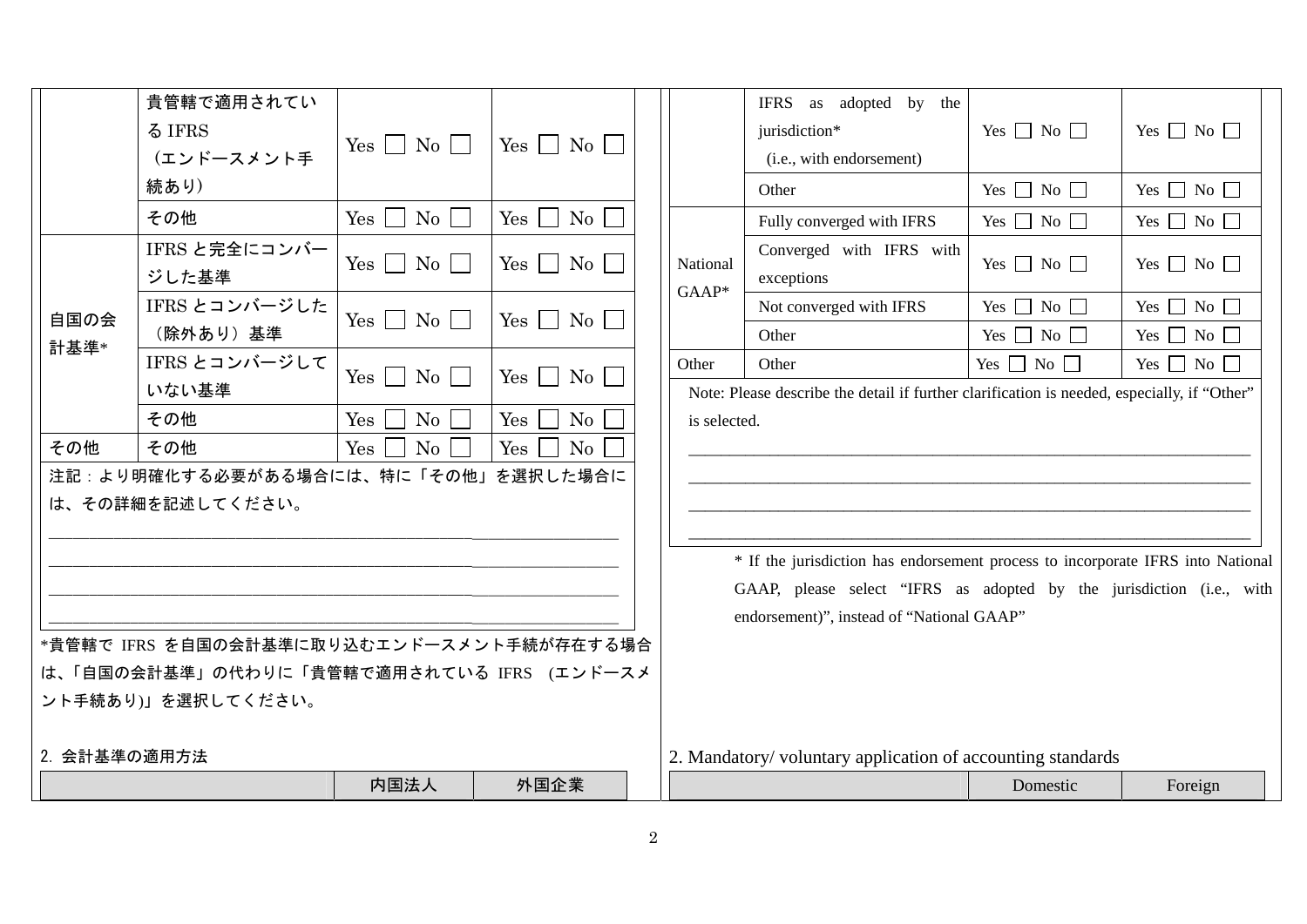| | | | |
|---|---|---|---|
| | 貴管轄で適用されている IFRS（エンドースメント手続あり） | Yes ☐ No ☐ | Yes ☐ No ☐ |
| | その他 | Yes ☐ No ☐ | Yes ☐ No ☐ |
| 自国の会計基準* | IFRS と完全にコンバージした基準 | Yes ☐ No ☐ | Yes ☐ No ☐ |
| | IFRS とコンバージした（除外あり）基準 | Yes ☐ No ☐ | Yes ☐ No ☐ |
| | IFRS とコンバージしていない基準 | Yes ☐ No ☐ | Yes ☐ No ☐ |
| | その他 | Yes ☐ No ☐ | Yes ☐ No ☐ |
| その他 | その他 | Yes ☐ No ☐ | Yes ☐ No ☐ |

注記：より明確化する必要がある場合には、特に「その他」を選択した場合には、その詳細を記述してください。

\_\_\_\_\_\_\_\_\_\_\_\_\_\_\_\_\_\_\_\_\_\_\_\_\_\_\_\_\_\_\_\_\_\_\_\_\_\_\_\_\_\_\_\_\_\_\_\_\_\_

\_\_\_\_\_\_\_\_\_\_\_\_\_\_\_\_\_\_\_\_\_\_\_\_\_\_\_\_\_\_\_\_\_\_\_\_\_\_\_\_\_\_\_\_\_\_\_\_\_\_

\_\_\_\_\_\_\_\_\_\_\_\_\_\_\_\_\_\_\_\_\_\_\_\_\_\_\_\_\_\_\_\_\_\_\_\_\_\_\_\_\_\_\_\_\_\_\_\_\_\_

\_\_\_\_\_\_\_\_\_\_\_\_\_\_\_\_\_\_\_\_\_\_\_\_\_\_\_\_\_\_\_\_\_\_\_\_\_\_\_\_\_\_\_\_\_\_\_\_\_\_

*貴管轄で IFRS を自国の会計基準に取り込むエンドースメント手続が存在する場合は、「自国の会計基準」の代わりに「貴管轄で適用されている IFRS （エンドースメント手続あり)」を選択してください。

2. 会計基準の適用方法

| | 内国法人 | 外国企業 |
|---|---|---|

| | | | |
|---|---|---|---|
| | IFRS as adopted by the jurisdiction* (i.e., with endorsement) | Yes ☐ No ☐ | Yes ☐ No ☐ |
| | Other | Yes ☐ No ☐ | Yes ☐ No ☐ |
| National GAAP* | Fully converged with IFRS | Yes ☐ No ☐ | Yes ☐ No ☐ |
| | Converged with IFRS with exceptions | Yes ☐ No ☐ | Yes ☐ No ☐ |
| | Not converged with IFRS | Yes ☐ No ☐ | Yes ☐ No ☐ |
| | Other | Yes ☐ No ☐ | Yes ☐ No ☐ |
| Other | Other | Yes ☐ No ☐ | Yes ☐ No ☐ |

Note: Please describe the detail if further clarification is needed, especially, if "Other" is selected.

\_\_\_\_\_\_\_\_\_\_\_\_\_\_\_\_\_\_\_\_\_\_\_\_\_\_\_\_\_\_\_\_\_\_\_\_\_\_\_\_\_\_\_\_\_\_\_\_\_\_

\_\_\_\_\_\_\_\_\_\_\_\_\_\_\_\_\_\_\_\_\_\_\_\_\_\_\_\_\_\_\_\_\_\_\_\_\_\_\_\_\_\_\_\_\_\_\_\_\_\_

\_\_\_\_\_\_\_\_\_\_\_\_\_\_\_\_\_\_\_\_\_\_\_\_\_\_\_\_\_\_\_\_\_\_\_\_\_\_\_\_\_\_\_\_\_\_\_\_\_\_

\_\_\_\_\_\_\_\_\_\_\_\_\_\_\_\_\_\_\_\_\_\_\_\_\_\_\_\_\_\_\_\_\_\_\_\_\_\_\_\_\_\_\_\_\_\_\_\_\_\_

\* If the jurisdiction has endorsement process to incorporate IFRS into National GAAP, please select "IFRS as adopted by the jurisdiction (i.e., with endorsement)", instead of "National GAAP"

2. Mandatory/ voluntary application of accounting standards

| | Domestic | Foreign |
|---|---|---|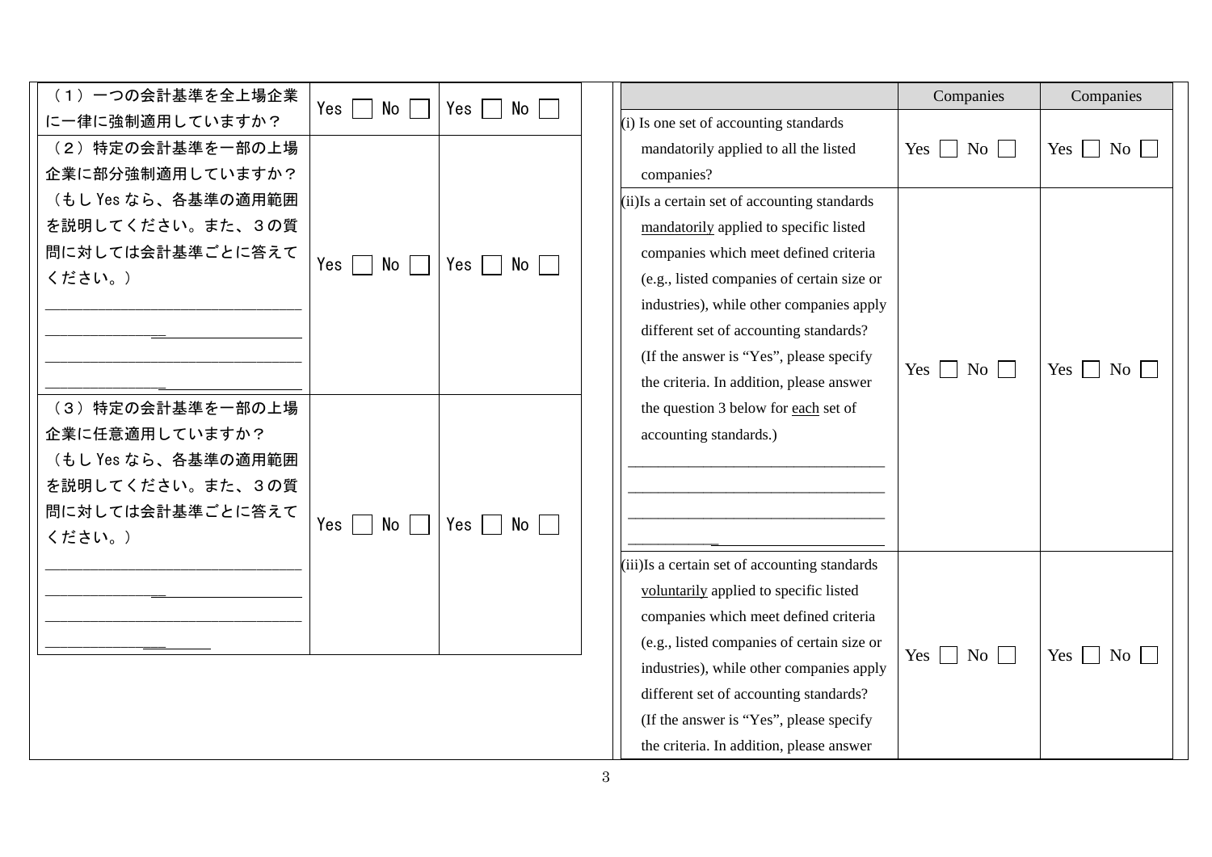| | | |
|---|---|---|
| （１）一つの会計基準を全上場企業に一律に強制適用していますか？ | Yes ☐ No ☐ | Yes ☐ No ☐ |
| （２）特定の会計基準を一部の上場企業に部分強制適用していますか？（もし Yes なら、各基準の適用範囲を説明してください。また、３の質問に対しては会計基準ごとに答えてください。）<br>\_\_\_\_\_\_\_\_\_\_\_\_\_\_\_\_\_\_\_\_\_\_\_\_\_\_\_\_\_\_<br>\_\_\_\_\_\_\_\_\_\_\_\_\_\_\_\_\_\_\_\_\_\_\_\_\_\_\_\_\_\_<br>\_\_\_\_\_\_\_\_\_\_\_\_\_\_\_\_\_\_\_\_\_\_\_\_\_\_\_\_\_\_<br>\_\_\_\_\_\_\_\_\_\_\_\_\_\_\_\_\_\_\_\_\_\_\_\_\_\_\_\_\_\_ | Yes ☐ No ☐ | Yes ☐ No ☐ |
| （３）特定の会計基準を一部の上場企業に任意適用していますか？（もし Yes なら、各基準の適用範囲を説明してください。また、３の質問に対しては会計基準ごとに答えてください。）<br>\_\_\_\_\_\_\_\_\_\_\_\_\_\_\_\_\_\_\_\_\_\_\_\_\_\_\_\_\_\_<br>\_\_\_\_\_\_\_\_\_\_\_\_\_\_\_\_\_\_\_\_\_\_\_\_\_\_\_\_\_\_<br>\_\_\_\_\_\_\_\_\_\_\_\_\_\_\_\_\_\_\_\_\_\_\_\_\_\_\_\_\_\_<br>\_\_\_\_\_\_\_\_\_\_\_\_\_\_\_\_\_\_\_\_\_\_\_\_ | Yes ☐ No ☐ | Yes ☐ No ☐ |

| | Companies | Companies |
|---|---|---|
| (i) Is one set of accounting standards mandatorily applied to all the listed companies? | Yes ☐ No ☐ | Yes ☐ No ☐ |
| (ii)Is a certain set of accounting standards <u>mandatorily</u> applied to specific listed companies which meet defined criteria (e.g., listed companies of certain size or industries), while other companies apply different set of accounting standards? (If the answer is "Yes", please specify the criteria. In addition, please answer the question 3 below for <u>each</u> set of accounting standards.)<br>\_\_\_\_\_\_\_\_\_\_\_\_\_\_\_\_\_\_\_\_\_\_\_\_\_\_\_\_\_\_<br>\_\_\_\_\_\_\_\_\_\_\_\_\_\_\_\_\_\_\_\_\_\_\_\_\_\_\_\_\_\_<br>\_\_\_\_\_\_\_\_\_\_\_\_\_\_\_\_\_\_\_\_\_\_\_\_\_\_\_\_\_\_<br>\_\_\_\_\_\_\_\_\_\_\_\_\_\_\_\_\_\_\_\_\_\_\_\_\_\_\_\_\_\_ | Yes ☐ No ☐ | Yes ☐ No ☐ |
| (iii)Is a certain set of accounting standards <u>voluntarily</u> applied to specific listed companies which meet defined criteria (e.g., listed companies of certain size or industries), while other companies apply different set of accounting standards? (If the answer is "Yes", please specify the criteria. In addition, please answer | Yes ☐ No ☐ | Yes ☐ No ☐ |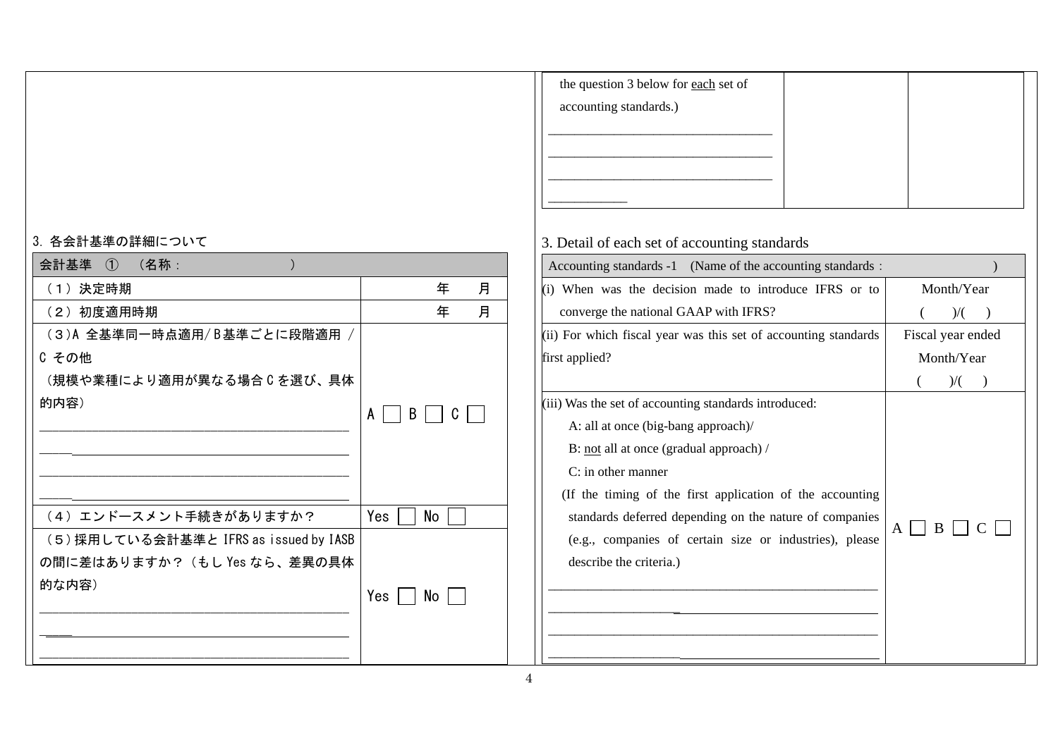| the question 3 below for each set of accounting standards.) ____________________________________ ____________________________________ ____________________________________ ____________ | | |
|---|---|---|

## 3. 各会計基準の詳細について

| 会計基準 ① （名称：　　　　　　） | |
|---|---|
| （1）決定時期 | 年　　月 |
| （2）初度適用時期 | 年　　月 |
| （3）A 全基準同一時点適用/B基準ごとに段階適用 / C その他（規模や業種により適用が異なる場合Cを選び、具体的内容） ____________________________________ ____________________________________ ____________________________________ ____________________________________ | A ☐ B ☐ C ☐ |
| （4）エンドースメント手続きがありますか？ | Yes ☐ No ☐ |
| （5）採用している会計基準と IFRS as issued by IASB の間に差はありますか？（もしYesなら、差異の具体的な内容） ____________________________________ ____________________________________ ____________________________________ | Yes ☐ No ☐ |

## 3. Detail of each set of accounting standards

| Accounting standards -1 (Name of the accounting standards： ) | |
|---|---|
| (i) When was the decision made to introduce IFRS or to converge the national GAAP with IFRS? | Month/Year ( )/( ) |
| (ii) For which fiscal year was this set of accounting standards first applied? | Fiscal year ended Month/Year ( )/( ) |
| (iii) Was the set of accounting standards introduced: A: all at once (big-bang approach)/ B: not all at once (gradual approach) / C: in other manner (If the timing of the first application of the accounting standards deferred depending on the nature of companies (e.g., companies of certain size or industries), please describe the criteria.) ____________________________________ ____________________________________ ____________________________________ ____________________________________ | A ☐ B ☐ C ☐ |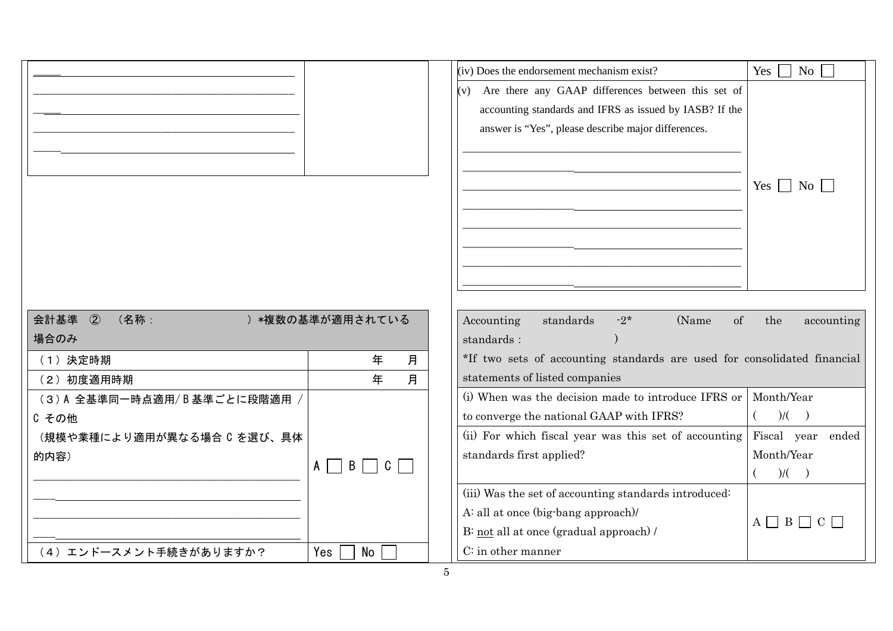| | |
|---|---|
| _____ _____ _____ _____ _____ | |

| | |
|---|---|
| (iv) Does the endorsement mechanism exist? | Yes ☐ No ☐ |
| (v) Are there any GAAP differences between this set of accounting standards and IFRS as issued by IASB? If the answer is "Yes", please describe major differences. _____ _____ _____ _____ _____ _____ _____ _____ | Yes ☐ No ☐ |

| 会計基準 ② （名称： ）*複数の基準が適用されている場合のみ | |
|---|---|
| （１）決定時期 | 年　月 |
| （２）初度適用時期 | 年　月 |
| （３）A 全基準同一時点適用/ B 基準ごとに段階適用 / C その他<br>（規模や業種により適用が異なる場合 C を選び、具体的内容）<br>_____ _____ _____ _____ | A ☐ B ☐ C ☐ |
| （４）エンドースメント手続きがありますか？ | Yes ☐ No ☐ |

| Accounting standards -2* (Name of the accounting standards : )<br>*If two sets of accounting standards are used for consolidated financial statements of listed companies | |
|---|---|
| (i) When was the decision made to introduce IFRS or to converge the national GAAP with IFRS? | Month/Year<br>( )/( ) |
| (ii) For which fiscal year was this set of accounting standards first applied? | Fiscal year ended Month/Year<br>( )/( ) |
| (iii) Was the set of accounting standards introduced:<br>A: all at once (big-bang approach)/<br>B: not all at once (gradual approach) /<br>C: in other manner | A ☐ B ☐ C ☐ |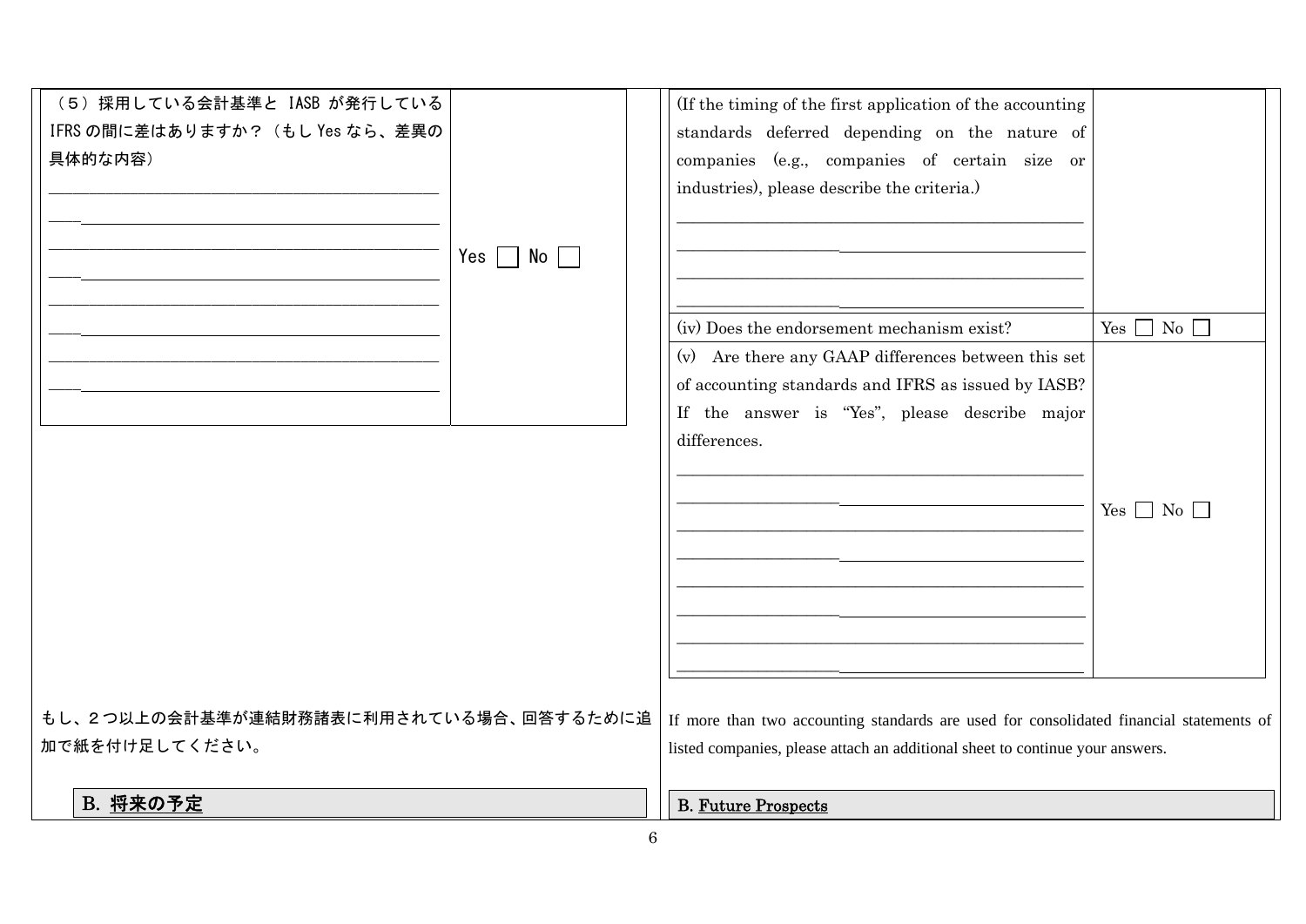| （５）採用している会計基準と IASB が発行している IFRS の間に差はありますか？（もし Yes なら、差異の具体的な内容）<br>\_\_\_\_\_\_\_\_\_\_\_\_\_\_\_\_\_\_\_\_\_\_\_\_\_\_\_\_\_\_\_\_\_\_\_\_\_\_\_\_<br>\_\_\_\_\_\_\_\_\_\_\_\_\_\_\_\_\_\_\_\_\_\_\_\_\_\_\_\_\_\_\_\_\_\_\_\_\_\_\_\_<br>\_\_\_\_\_\_\_\_\_\_\_\_\_\_\_\_\_\_\_\_\_\_\_\_\_\_\_\_\_\_\_\_\_\_\_\_\_\_\_\_<br>\_\_\_\_\_\_\_\_\_\_\_\_\_\_\_\_\_\_\_\_\_\_\_\_\_\_\_\_\_\_\_\_\_\_\_\_\_\_\_\_ | Yes ☐ No ☐ |
|---|---|

もし、２つ以上の会計基準が連結財務諸表に利用されている場合、回答するために追加で紙を付け足してください。

| (If the timing of the first application of the accounting standards deferred depending on the nature of companies (e.g., companies of certain size or industries), please describe the criteria.)<br>\_\_\_\_\_\_\_\_\_\_\_\_\_\_\_\_\_\_\_\_\_\_\_\_\_\_\_\_\_\_\_\_\_\_\_\_\_\_\_\_<br>\_\_\_\_\_\_\_\_\_\_\_\_\_\_\_\_\_\_\_\_\_\_\_\_\_\_\_\_\_\_\_\_\_\_\_\_\_\_\_\_ | |
|---|---|
| (iv) Does the endorsement mechanism exist? | Yes ☐ No ☐ |
| (v) Are there any GAAP differences between this set of accounting standards and IFRS as issued by IASB? If the answer is "Yes", please describe major differences.<br>\_\_\_\_\_\_\_\_\_\_\_\_\_\_\_\_\_\_\_\_\_\_\_\_\_\_\_\_\_\_\_\_\_\_\_\_\_\_\_\_<br>\_\_\_\_\_\_\_\_\_\_\_\_\_\_\_\_\_\_\_\_\_\_\_\_\_\_\_\_\_\_\_\_\_\_\_\_\_\_\_\_<br>\_\_\_\_\_\_\_\_\_\_\_\_\_\_\_\_\_\_\_\_\_\_\_\_\_\_\_\_\_\_\_\_\_\_\_\_\_\_\_\_<br>\_\_\_\_\_\_\_\_\_\_\_\_\_\_\_\_\_\_\_\_\_\_\_\_\_\_\_\_\_\_\_\_\_\_\_\_\_\_\_\_ | Yes ☐ No ☐ |

If more than two accounting standards are used for consolidated financial statements of listed companies, please attach an additional sheet to continue your answers.

## B. 将来の予定

## B. Future Prospects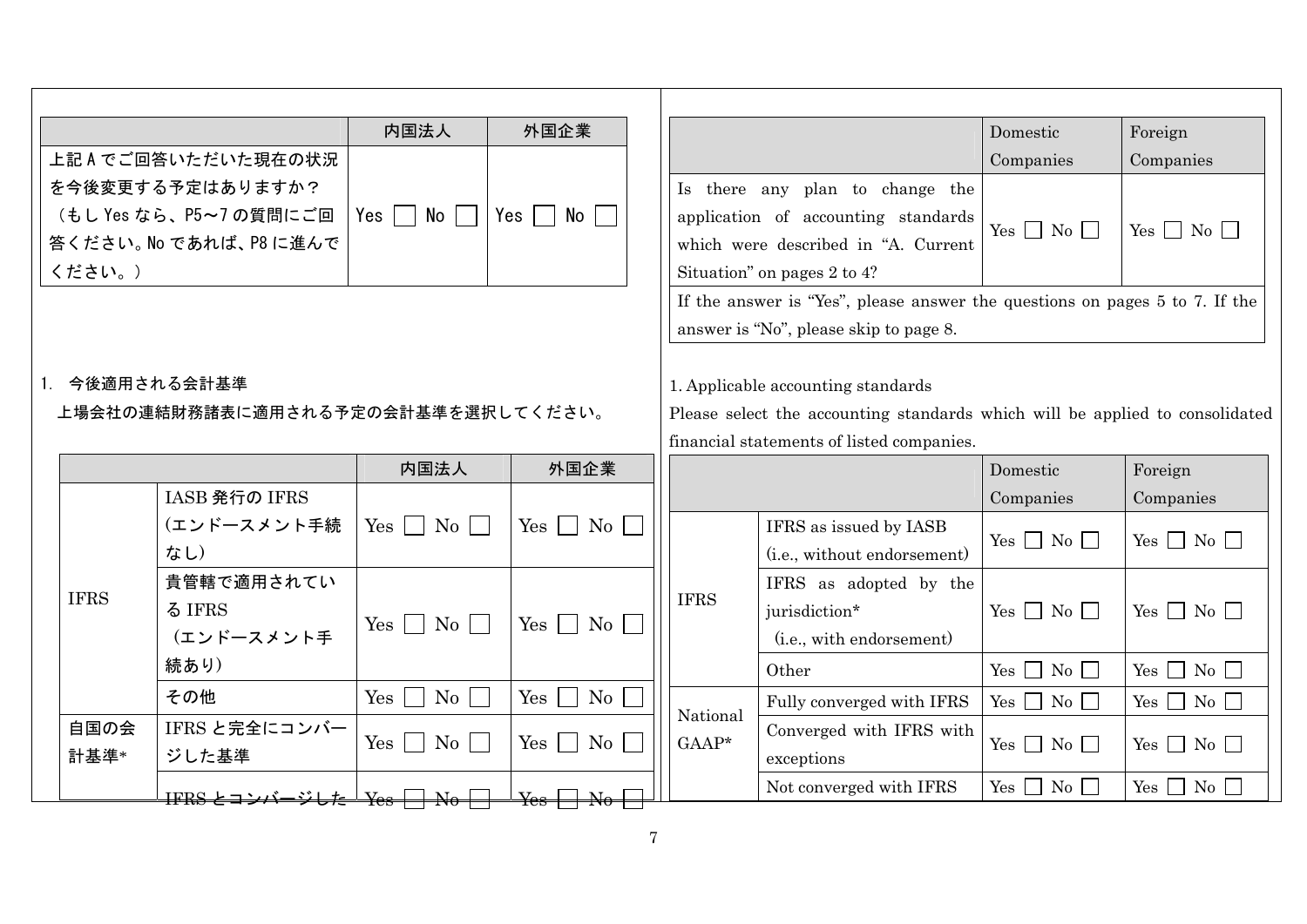| | 内国法人 | 外国企業 |
|---|---|---|
| 上記Aでご回答いただいた現在の状況を今後変更する予定はありますか？（もしYesなら、P5～7の質問にご回答ください。Noであれば、P8に進んでください。） | Yes ☐ No ☐ | Yes ☐ No ☐ |

1. 今後適用される会計基準

上場会社の連結財務諸表に適用される予定の会計基準を選択してください。

| | | 内国法人 | 外国企業 |
|---|---|---|---|
| IFRS | IASB発行のIFRS（エンドースメント手続なし） | Yes ☐ No ☐ | Yes ☐ No ☐ |
| | 貴管轄で適用されているIFRS（エンドースメント手続あり） | Yes ☐ No ☐ | Yes ☐ No ☐ |
| | その他 | Yes ☐ No ☐ | Yes ☐ No ☐ |
| 自国の会計基準* | IFRSと完全にコンバージした基準 | Yes ☐ No ☐ | Yes ☐ No ☐ |
| | IFRSとコンバージした | Yes ☐ No ☐ | Yes ☐ No ☐ |

| | Domestic Companies | Foreign Companies |
|---|---|---|
| Is there any plan to change the application of accounting standards which were described in "A. Current Situation" on pages 2 to 4? | Yes ☐ No ☐ | Yes ☐ No ☐ |
| If the answer is "Yes", please answer the questions on pages 5 to 7. If the answer is "No", please skip to page 8. | | |

1. Applicable accounting standards

Please select the accounting standards which will be applied to consolidated financial statements of listed companies.

| | | Domestic Companies | Foreign Companies |
|---|---|---|---|
| IFRS | IFRS as issued by IASB (i.e., without endorsement) | Yes ☐ No ☐ | Yes ☐ No ☐ |
| | IFRS as adopted by the jurisdiction* (i.e., with endorsement) | Yes ☐ No ☐ | Yes ☐ No ☐ |
| | Other | Yes ☐ No ☐ | Yes ☐ No ☐ |
| National GAAP* | Fully converged with IFRS | Yes ☐ No ☐ | Yes ☐ No ☐ |
| | Converged with IFRS with exceptions | Yes ☐ No ☐ | Yes ☐ No ☐ |
| | Not converged with IFRS | Yes ☐ No ☐ | Yes ☐ No ☐ |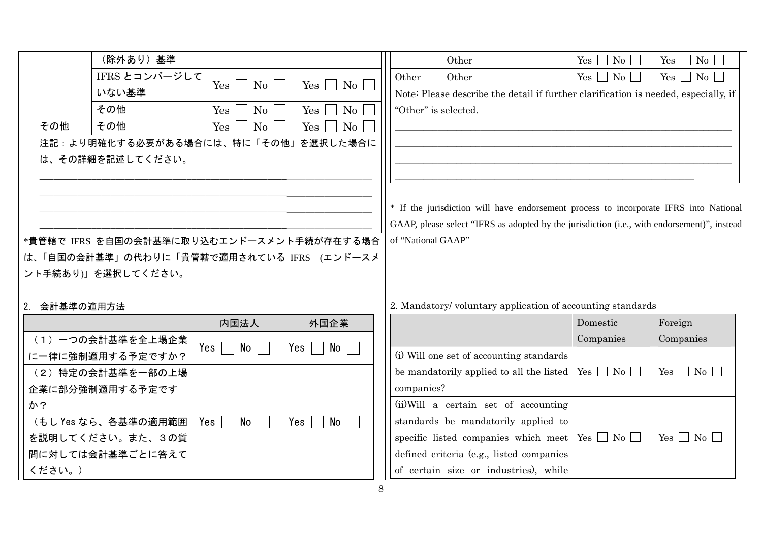| | （除外あり）基準 | | |
|---|---|---|---|
| | IFRS とコンバージしていない基準 | Yes ☐ No ☐ | Yes ☐ No ☐ |
| | その他 | Yes ☐ No ☐ | Yes ☐ No ☐ |
| その他 | その他 | Yes ☐ No ☐ | Yes ☐ No ☐ |

注記：より明確化する必要がある場合には、特に「その他」を選択した場合には、その詳細を記述してください。

______________________________________________

______________________________________________

______________________________________________

______________________________________________

*貴管轄で IFRS を自国の会計基準に取り込むエンドースメント手続が存在する場合は、「自国の会計基準」の代わりに「貴管轄で適用されている IFRS （エンドースメント手続あり)」を選択してください。

2. 会計基準の適用方法

| | 内国法人 | 外国企業 |
|---|---|---|
| （１）一つの会計基準を全上場企業に一律に強制適用する予定ですか？ | Yes ☐ No ☐ | Yes ☐ No ☐ |
| （２）特定の会計基準を一部の上場企業に部分強制適用する予定ですか？<br>（もし Yes なら、各基準の適用範囲を説明してください。また、３の質問に対しては会計基準ごとに答えてください。） | Yes ☐ No ☐ | Yes ☐ No ☐ |

| | Other | Yes ☐ No ☐ | Yes ☐ No ☐ |
|---|---|---|---|
| Other | Other | Yes ☐ No ☐ | Yes ☐ No ☐ |

Note: Please describe the detail if further clarification is needed, especially, if "Other" is selected.

______________________________________________

______________________________________________

______________________________________________

______________________________________________

\* If the jurisdiction will have endorsement process to incorporate IFRS into National GAAP, please select "IFRS as adopted by the jurisdiction (i.e., with endorsement)", instead of "National GAAP"

2. Mandatory/ voluntary application of accounting standards

| | Domestic Companies | Foreign Companies |
|---|---|---|
| (i) Will one set of accounting standards be mandatorily applied to all the listed companies? | Yes ☐ No ☐ | Yes ☐ No ☐ |
| (ii)Will a certain set of accounting standards be mandatorily applied to specific listed companies which meet defined criteria (e.g., listed companies of certain size or industries), while | Yes ☐ No ☐ | Yes ☐ No ☐ |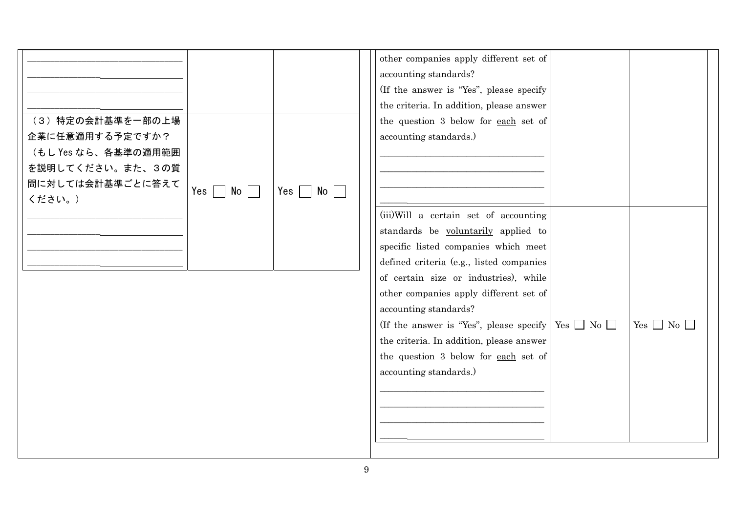| | | |
|---|---|---|
| \_\_\_\_\_\_\_\_\_\_\_\_\_\_\_\_\_\_\_\_\_\_\_\_\_\_\_\_\_\_ \_\_\_\_\_\_\_\_\_\_\_\_\_\_\_\_\_\_\_\_\_\_\_\_\_\_\_\_\_\_ \_\_\_\_\_\_\_\_\_\_\_\_\_\_\_\_\_\_\_\_\_\_\_\_\_\_\_\_\_\_ \_\_\_\_\_\_\_\_\_\_\_\_\_\_\_\_\_\_\_\_\_\_\_\_\_\_\_\_\_\_ | | |
| （３）特定の会計基準を一部の上場企業に任意適用する予定ですか？（もしYesなら、各基準の適用範囲を説明してください。また、３の質問に対しては会計基準ごとに答えてください。） \_\_\_\_\_\_\_\_\_\_\_\_\_\_\_\_\_\_\_\_\_\_\_\_\_\_\_\_\_\_ \_\_\_\_\_\_\_\_\_\_\_\_\_\_\_\_\_\_\_\_\_\_\_\_\_\_\_\_\_\_ \_\_\_\_\_\_\_\_\_\_\_\_\_\_\_\_\_\_\_\_\_\_\_\_\_\_\_\_\_\_ \_\_\_\_\_\_\_\_\_\_\_\_\_\_\_\_\_\_\_\_\_\_\_\_\_\_\_\_\_\_ | Yes ☐ No ☐ | Yes ☐ No ☐ |

| | | |
|---|---|---|
| other companies apply different set of accounting standards? (If the answer is "Yes", please specify the criteria. In addition, please answer the question 3 below for <u>each</u> set of accounting standards.) \_\_\_\_\_\_\_\_\_\_\_\_\_\_\_\_\_\_\_\_\_\_\_\_\_\_\_\_\_\_ \_\_\_\_\_\_\_\_\_\_\_\_\_\_\_\_\_\_\_\_\_\_\_\_\_\_\_\_\_\_ \_\_\_\_\_\_\_\_\_\_\_\_\_\_\_\_\_\_\_\_\_\_\_\_\_\_\_\_\_\_ \_\_\_\_\_\_\_\_\_\_\_\_\_\_\_\_\_\_\_\_\_\_\_\_\_\_\_\_\_\_ | | |
| (iii)Will a certain set of accounting standards be <u>voluntarily</u> applied to specific listed companies which meet defined criteria (e.g., listed companies of certain size or industries), while other companies apply different set of accounting standards? (If the answer is "Yes", please specify the criteria. In addition, please answer the question 3 below for <u>each</u> set of accounting standards.) \_\_\_\_\_\_\_\_\_\_\_\_\_\_\_\_\_\_\_\_\_\_\_\_\_\_\_\_\_\_ \_\_\_\_\_\_\_\_\_\_\_\_\_\_\_\_\_\_\_\_\_\_\_\_\_\_\_\_\_\_ \_\_\_\_\_\_\_\_\_\_\_\_\_\_\_\_\_\_\_\_\_\_\_\_\_\_\_\_\_\_ \_\_\_\_\_\_\_\_\_\_\_\_\_\_\_\_\_\_\_\_\_\_\_\_\_\_\_\_\_\_ | Yes ☐ No ☐ | Yes ☐ No ☐ |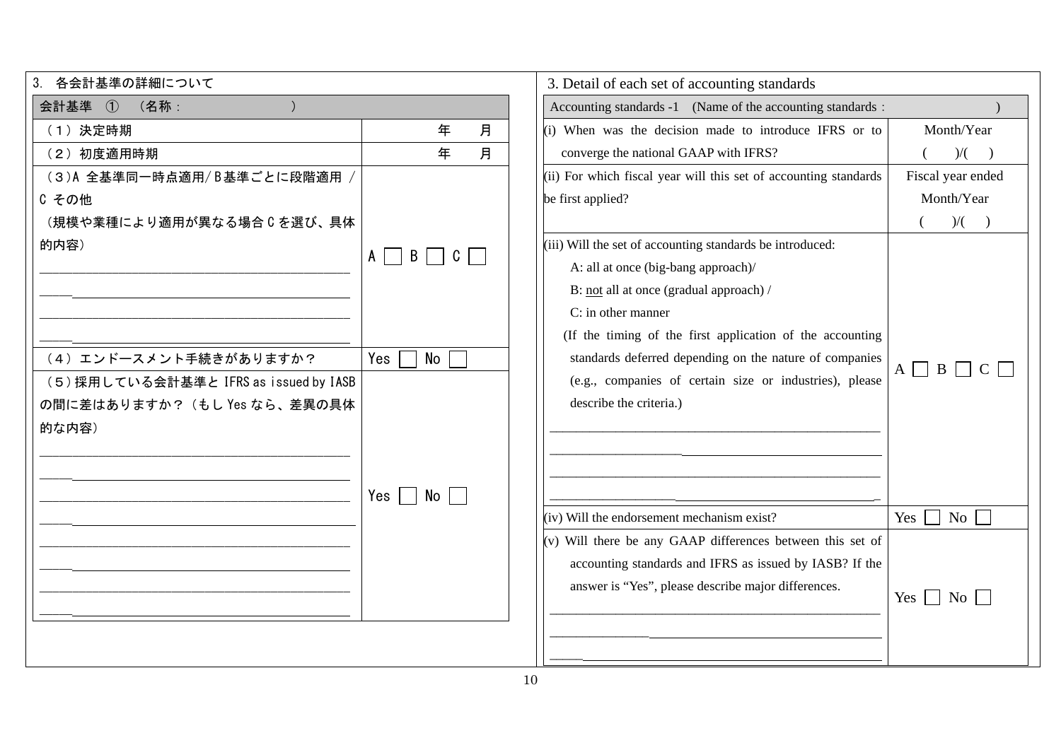## 3. 各会計基準の詳細について

| 会計基準 ① （名称： ） | |
|---|---|
| （１）決定時期 | 年 月 |
| （２）初度適用時期 | 年 月 |
| （３）A 全基準同一時点適用/ B基準ごとに段階適用 / C その他<br>（規模や業種により適用が異なる場合 C を選び、具体的内容）<br>\_\_\_\_\_\_\_\_\_\_\_\_\_\_\_\_\_\_\_\_\_\_\_\_\_\_\_\_\_\_\_\_\_\_\_\_\_\_\_\_<br>\_\_\_\_\_\_\_\_\_\_\_\_\_\_\_\_\_\_\_\_\_\_\_\_\_\_\_\_\_\_\_\_\_\_\_\_\_\_\_\_<br>\_\_\_\_\_\_\_\_\_\_\_\_\_\_\_\_\_\_\_\_\_\_\_\_\_\_\_\_\_\_\_\_\_\_\_\_\_\_\_\_<br>\_\_\_\_\_\_\_\_\_\_\_\_\_\_\_\_\_\_\_\_\_\_\_\_\_\_\_\_\_\_\_\_\_\_\_\_\_\_\_\_ | A ☐ B ☐ C ☐ |
| （４）エンドースメント手続きがありますか？ | Yes ☐ No ☐ |
| （５）採用している会計基準と IFRS as issued by IASB の間に差はありますか？（もし Yes なら、差異の具体的な内容）<br>\_\_\_\_\_\_\_\_\_\_\_\_\_\_\_\_\_\_\_\_\_\_\_\_\_\_\_\_\_\_\_\_\_\_\_\_\_\_\_\_<br>\_\_\_\_\_\_\_\_\_\_\_\_\_\_\_\_\_\_\_\_\_\_\_\_\_\_\_\_\_\_\_\_\_\_\_\_\_\_\_\_<br>\_\_\_\_\_\_\_\_\_\_\_\_\_\_\_\_\_\_\_\_\_\_\_\_\_\_\_\_\_\_\_\_\_\_\_\_\_\_\_\_<br>\_\_\_\_\_\_\_\_\_\_\_\_\_\_\_\_\_\_\_\_\_\_\_\_\_\_\_\_\_\_\_\_\_\_\_\_\_\_\_\_<br>\_\_\_\_\_\_\_\_\_\_\_\_\_\_\_\_\_\_\_\_\_\_\_\_\_\_\_\_\_\_\_\_\_\_\_\_\_\_\_\_<br>\_\_\_\_\_\_\_\_\_\_\_\_\_\_\_\_\_\_\_\_\_\_\_\_\_\_\_\_\_\_\_\_\_\_\_\_\_\_\_\_<br>\_\_\_\_\_\_\_\_\_\_\_\_\_\_\_\_\_\_\_\_\_\_\_\_\_\_\_\_\_\_\_\_\_\_\_\_\_\_\_\_<br>\_\_\_\_\_\_\_\_\_\_\_\_\_\_\_\_\_\_\_\_\_\_\_\_\_\_\_\_\_\_\_\_\_\_\_\_\_\_\_\_ | Yes ☐ No ☐ |

## 3. Detail of each set of accounting standards

| Accounting standards -1 (Name of the accounting standards： ) | |
|---|---|
| (i) When was the decision made to introduce IFRS or to converge the national GAAP with IFRS? | Month/Year<br>( )/( ) |
| (ii) For which fiscal year will this set of accounting standards be first applied? | Fiscal year ended<br>Month/Year<br>( )/( ) |
| (iii) Will the set of accounting standards be introduced:<br>A: all at once (big-bang approach)/<br>B: not all at once (gradual approach) /<br>C: in other manner<br>(If the timing of the first application of the accounting standards deferred depending on the nature of companies (e.g., companies of certain size or industries), please describe the criteria.)<br>\_\_\_\_\_\_\_\_\_\_\_\_\_\_\_\_\_\_\_\_\_\_\_\_\_\_\_\_\_\_\_\_\_\_\_\_\_\_\_\_<br>\_\_\_\_\_\_\_\_\_\_\_\_\_\_\_\_\_\_\_\_\_\_\_\_\_\_\_\_\_\_\_\_\_\_\_\_\_\_\_\_<br>\_\_\_\_\_\_\_\_\_\_\_\_\_\_\_\_\_\_\_\_\_\_\_\_\_\_\_\_\_\_\_\_\_\_\_\_\_\_\_\_<br>\_\_\_\_\_\_\_\_\_\_\_\_\_\_\_\_\_\_\_\_\_\_\_\_\_\_\_\_\_\_\_\_\_\_\_\_\_\_\_\_ | A ☐ B ☐ C ☐ |
| (iv) Will the endorsement mechanism exist? | Yes ☐ No ☐ |
| (v) Will there be any GAAP differences between this set of accounting standards and IFRS as issued by IASB? If the answer is "Yes", please describe major differences.<br>\_\_\_\_\_\_\_\_\_\_\_\_\_\_\_\_\_\_\_\_\_\_\_\_\_\_\_\_\_\_\_\_\_\_\_\_\_\_\_\_<br>\_\_\_\_\_\_\_\_\_\_\_\_\_\_\_\_\_\_\_\_\_\_\_\_\_\_\_\_\_\_\_\_\_\_\_\_\_\_\_\_<br>\_\_\_\_\_\_\_\_\_\_\_\_\_\_\_\_\_\_\_\_\_\_\_\_\_\_\_\_\_\_\_\_\_\_\_\_\_\_\_\_ | Yes ☐ No ☐ |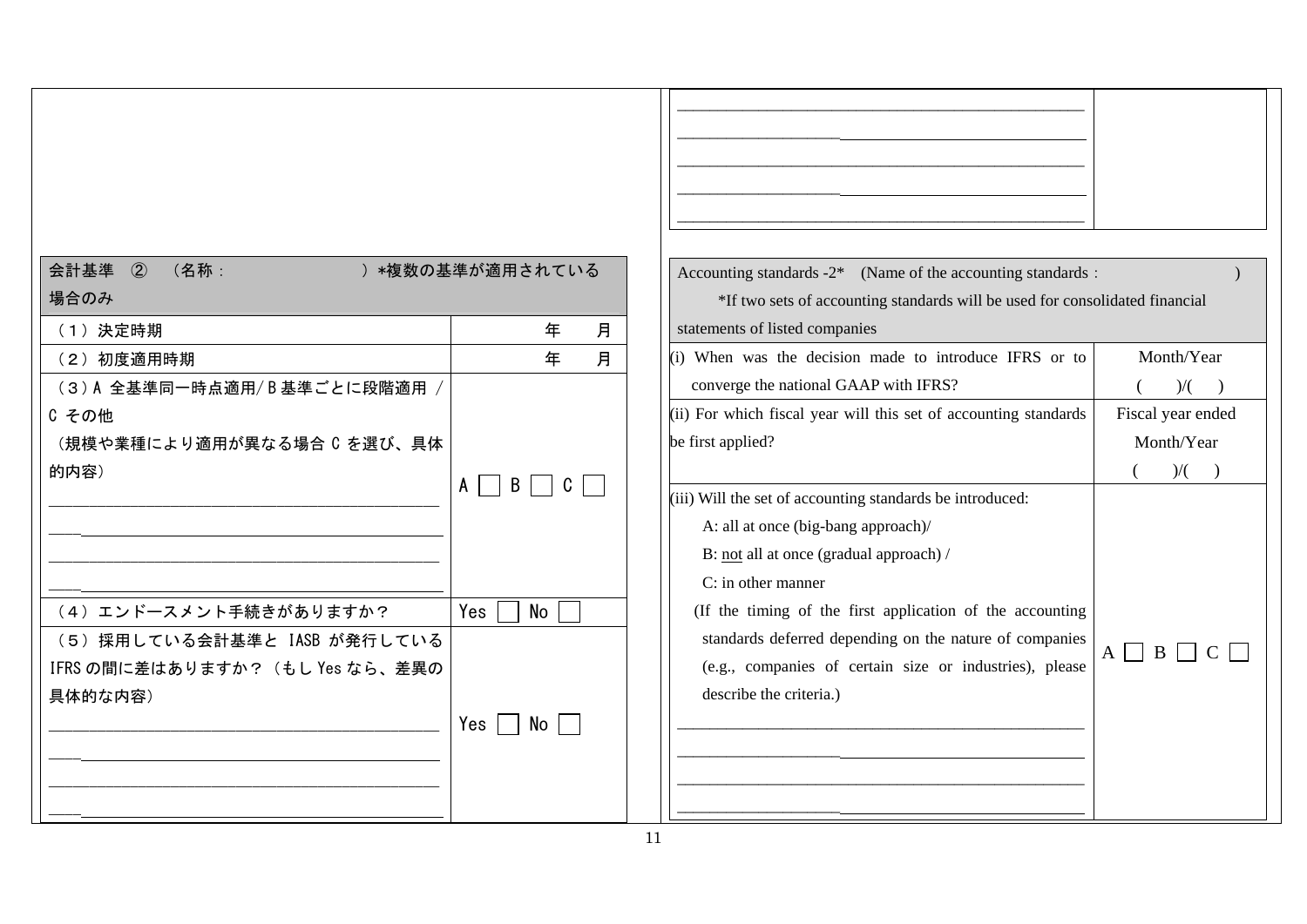| 会計基準 ② （名称： ）*複数の基準が適用されている場合のみ | |
|---|---|
| （１）決定時期 | 年　月 |
| （２）初度適用時期 | 年　月 |
| （３）A 全基準同一時点適用/ B 基準ごとに段階適用 / C その他<br>（規模や業種により適用が異なる場合 C を選び、具体的内容）<br>\_\_\_\_\_\_\_\_\_\_\_\_\_\_\_\_\_\_\_\_<br>\_\_\_\_\_\_\_\_\_\_\_\_\_\_\_\_\_\_\_\_<br>\_\_\_\_\_\_\_\_\_\_\_\_\_\_\_\_\_\_\_\_<br>\_\_\_\_\_\_\_\_\_\_\_\_\_\_\_\_\_\_\_\_ | A ☐ B ☐ C ☐ |
| （４）エンドースメント手続きがありますか？ | Yes ☐ No ☐ |
| （５）採用している会計基準と IASB が発行している IFRS の間に差はありますか？（もし Yes なら、差異の具体的な内容）<br>\_\_\_\_\_\_\_\_\_\_\_\_\_\_\_\_\_\_\_\_<br>\_\_\_\_\_\_\_\_\_\_\_\_\_\_\_\_\_\_\_\_<br>\_\_\_\_\_\_\_\_\_\_\_\_\_\_\_\_\_\_\_\_<br>\_\_\_\_\_\_\_\_\_\_\_\_\_\_\_\_\_\_\_\_ | Yes ☐ No ☐ |

| Accounting standards -2* (Name of the accounting standards : )<br>*If two sets of accounting standards will be used for consolidated financial statements of listed companies | |
|---|---|
| (i) When was the decision made to introduce IFRS or to converge the national GAAP with IFRS? | Month/Year<br>( )/( ) |
| (ii) For which fiscal year will this set of accounting standards be first applied? | Fiscal year ended<br>Month/Year<br>( )/( ) |
| (iii) Will the set of accounting standards be introduced:<br>A: all at once (big-bang approach)/<br>B: <u>not</u> all at once (gradual approach) /<br>C: in other manner<br>(If the timing of the first application of the accounting standards deferred depending on the nature of companies (e.g., companies of certain size or industries), please describe the criteria.)<br>\_\_\_\_\_\_\_\_\_\_\_\_\_\_\_\_\_\_\_\_<br>\_\_\_\_\_\_\_\_\_\_\_\_\_\_\_\_\_\_\_\_<br>\_\_\_\_\_\_\_\_\_\_\_\_\_\_\_\_\_\_\_\_<br>\_\_\_\_\_\_\_\_\_\_\_\_\_\_\_\_\_\_\_\_ | A ☐ B ☐ C ☐ |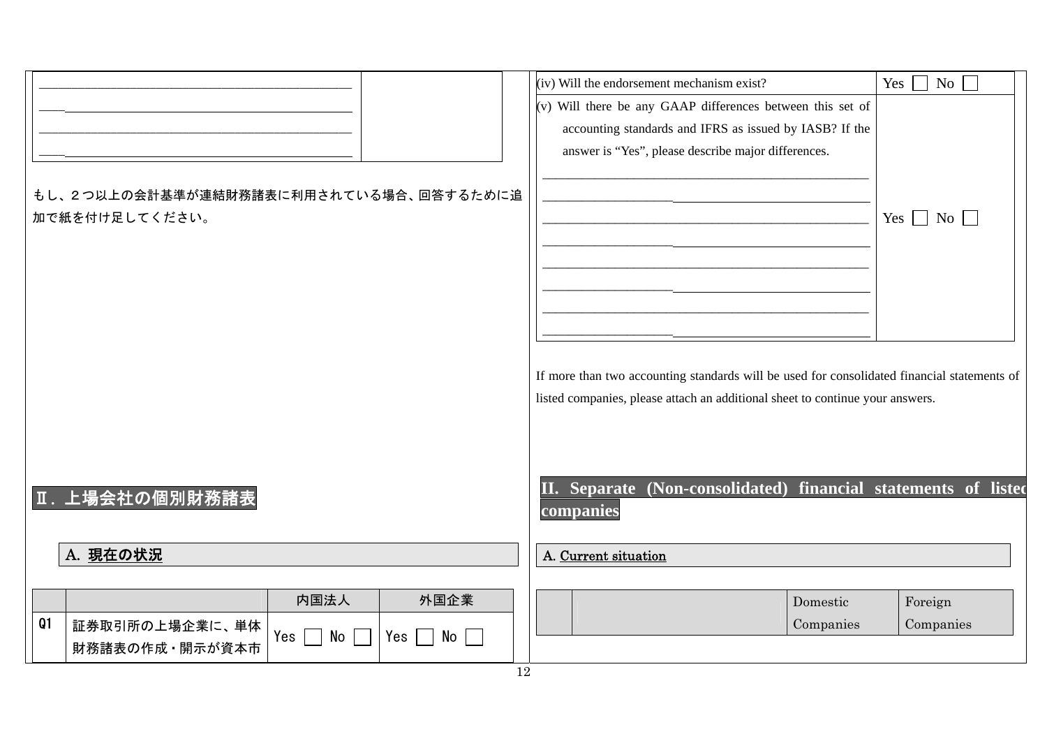| ______________________________________________ | |
|---|---|
| ______________________________________________ | |
| ______________________________________________ | |
| ______________________________________________ | |

もし、２つ以上の会計基準が連結財務諸表に利用されている場合、回答するために追加で紙を付け足してください。

## Ⅱ. 上場会社の個別財務諸表

### A. 現在の状況

| | | 内国法人 | 外国企業 |
|---|---|---|---|
| Q1 | 証券取引所の上場企業に、単体財務諸表の作成・開示が資本市 | Yes ☐ No ☐ | Yes ☐ No ☐ |

| | |
|---|---|
| (iv) Will the endorsement mechanism exist? | Yes ☐ No ☐ |
| (v) Will there be any GAAP differences between this set of accounting standards and IFRS as issued by IASB? If the answer is "Yes", please describe major differences.<br>______________________________________________<br>______________________________________________<br>______________________________________________<br>______________________________________________<br>______________________________________________<br>______________________________________________<br>______________________________________________<br>______________________________________________ | Yes ☐ No ☐ |

If more than two accounting standards will be used for consolidated financial statements of listed companies, please attach an additional sheet to continue your answers.

## II. Separate (Non-consolidated) financial statements of listed companies

### A. Current situation

| | | Domestic Companies | Foreign Companies |
|---|---|---|---|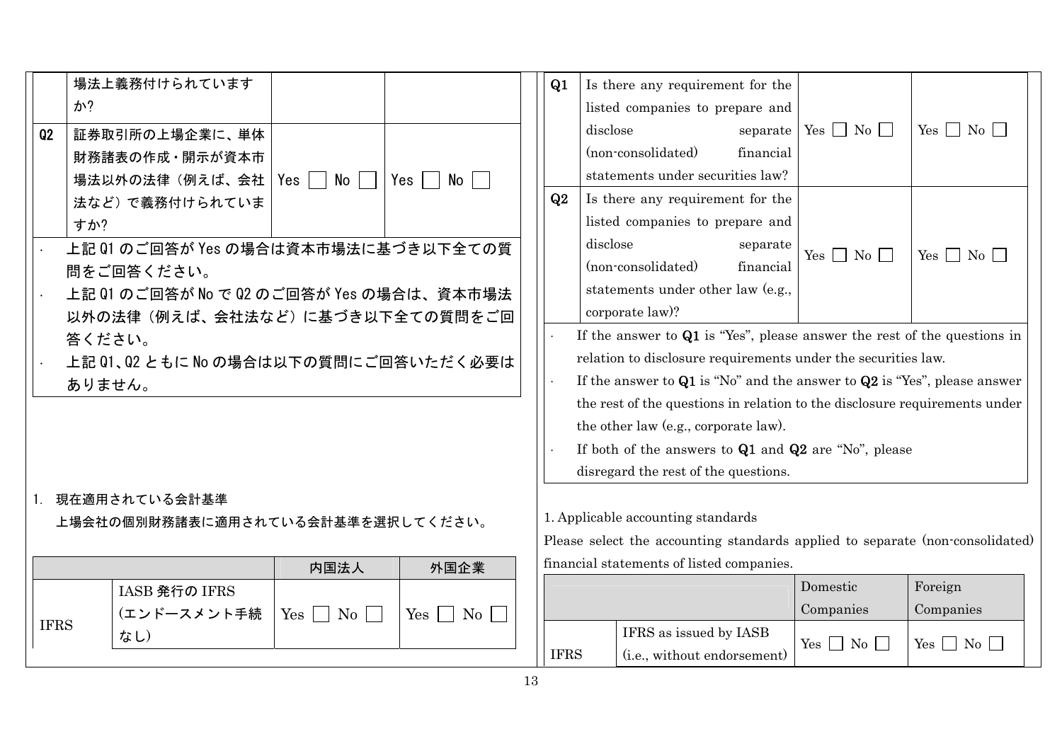| | | | |
|---|---|---|---|
| | 場法上義務付けられていますか? | | |
| Q2 | 証券取引所の上場企業に、単体財務諸表の作成・開示が資本市場法以外の法律（例えば、会社法など）で義務付けられていますか? | Yes ☐ No ☐ | Yes ☐ No ☐ |

- 上記 Q1 のご回答が Yes の場合は資本市場法に基づき以下全ての質問をご回答ください。
- 上記 Q1 のご回答が No で Q2 のご回答が Yes の場合は、資本市場法以外の法律（例えば、会社法など）に基づき以下全ての質問をご回答ください。
- 上記 Q1、Q2 ともに No の場合は以下の質問にご回答いただく必要はありません。

1. 現在適用されている会計基準

上場会社の個別財務諸表に適用されている会計基準を選択してください。

| | | 内国法人 | 外国企業 |
|---|---|---|---|
| IFRS | IASB 発行の IFRS（エンドースメント手続なし） | Yes ☐ No ☐ | Yes ☐ No ☐ |

| | | | |
|---|---|---|---|
| Q1 | Is there any requirement for the listed companies to prepare and disclose separate (non-consolidated) financial statements under securities law? | Yes ☐ No ☐ | Yes ☐ No ☐ |
| Q2 | Is there any requirement for the listed companies to prepare and disclose separate (non-consolidated) financial statements under other law (e.g., corporate law)? | Yes ☐ No ☐ | Yes ☐ No ☐ |

- If the answer to **Q1** is "Yes", please answer the rest of the questions in relation to disclosure requirements under the securities law.
- If the answer to **Q1** is "No" and the answer to **Q2** is "Yes", please answer the rest of the questions in relation to the disclosure requirements under the other law (e.g., corporate law).
- If both of the answers to **Q1** and **Q2** are "No", please disregard the rest of the questions.

1. Applicable accounting standards

Please select the accounting standards applied to separate (non-consolidated) financial statements of listed companies.

| | | Domestic Companies | Foreign Companies |
|---|---|---|---|
| IFRS | IFRS as issued by IASB (i.e., without endorsement) | Yes ☐ No ☐ | Yes ☐ No ☐ |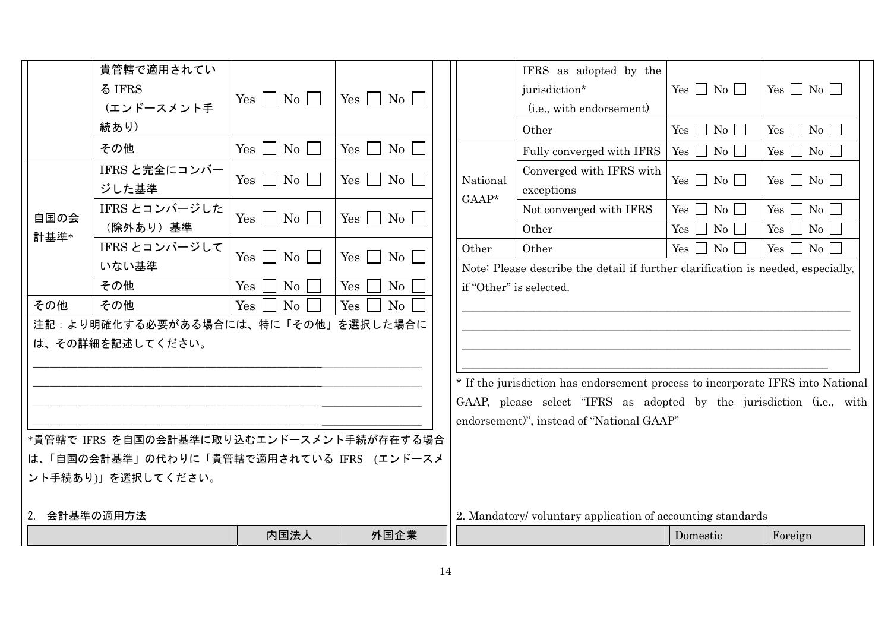| | | | |
|---|---|---|---|
| | 貴管轄で適用されているIFRS（エンドースメント手続あり） | Yes ☐ No ☐ | Yes ☐ No ☐ |
| | その他 | Yes ☐ No ☐ | Yes ☐ No ☐ |
| 自国の会計基準* | IFRSと完全にコンバージした基準 | Yes ☐ No ☐ | Yes ☐ No ☐ |
| | IFRSとコンバージした（除外あり）基準 | Yes ☐ No ☐ | Yes ☐ No ☐ |
| | IFRSとコンバージしていない基準 | Yes ☐ No ☐ | Yes ☐ No ☐ |
| | その他 | Yes ☐ No ☐ | Yes ☐ No ☐ |
| その他 | その他 | Yes ☐ No ☐ | Yes ☐ No ☐ |

注記：より明確化する必要がある場合には、特に「その他」を選択した場合には、その詳細を記述してください。

________________________________________________

________________________________________________

________________________________________________

________________________________________________

*貴管轄でIFRSを自国の会計基準に取り込むエンドースメント手続が存在する場合は、「自国の会計基準」の代わりに「貴管轄で適用されているIFRS（エンドースメント手続あり)」を選択してください。

2. 会計基準の適用方法

| | 内国法人 | 外国企業 |
|---|---|---|

| | | | |
|---|---|---|---|
| | IFRS as adopted by the jurisdiction* (i.e., with endorsement) | Yes ☐ No ☐ | Yes ☐ No ☐ |
| | Other | Yes ☐ No ☐ | Yes ☐ No ☐ |
| National GAAP* | Fully converged with IFRS | Yes ☐ No ☐ | Yes ☐ No ☐ |
| | Converged with IFRS with exceptions | Yes ☐ No ☐ | Yes ☐ No ☐ |
| | Not converged with IFRS | Yes ☐ No ☐ | Yes ☐ No ☐ |
| | Other | Yes ☐ No ☐ | Yes ☐ No ☐ |
| Other | Other | Yes ☐ No ☐ | Yes ☐ No ☐ |

Note: Please describe the detail if further clarification is needed, especially, if "Other" is selected.

________________________________________________

________________________________________________

________________________________________________

________________________________________________

* If the jurisdiction has endorsement process to incorporate IFRS into National GAAP, please select "IFRS as adopted by the jurisdiction (i.e., with endorsement)", instead of "National GAAP"

2. Mandatory/ voluntary application of accounting standards

| | Domestic | Foreign |
|---|---|---|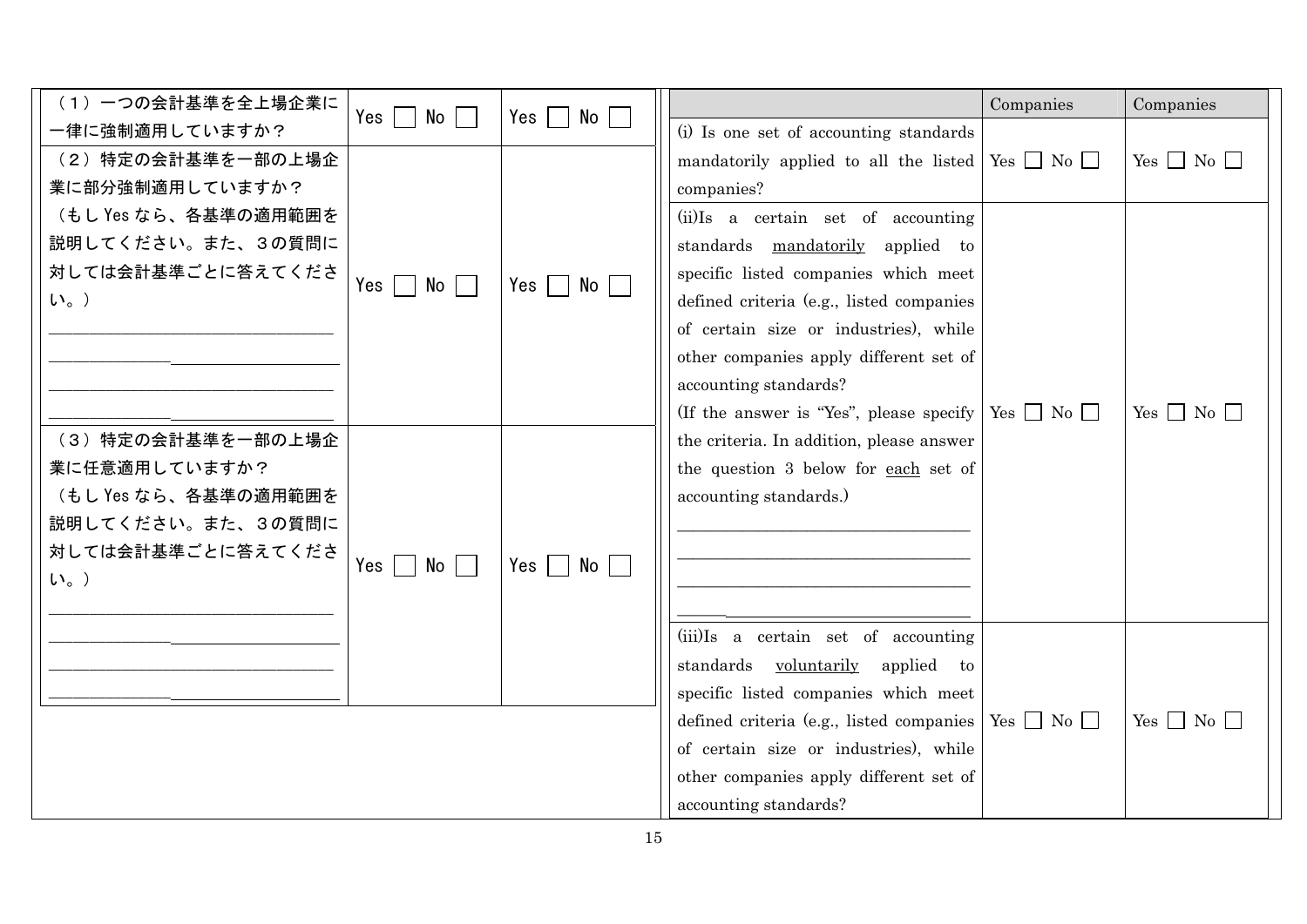| | | |
|---|---|---|
| （１）一つの会計基準を全上場企業に一律に強制適用していますか？ | Yes ☐ No ☐ | Yes ☐ No ☐ |
| （２）特定の会計基準を一部の上場企業に部分強制適用していますか？<br>（もし Yes なら、各基準の適用範囲を説明してください。また、３の質問に対しては会計基準ごとに答えてください。）<br>\_\_\_\_\_\_\_\_\_\_\_\_\_\_\_\_\_\_\_\_\_\_\_\_\_\_\_\_\_\_<br>\_\_\_\_\_\_\_\_\_\_\_\_\_\_\_\_\_\_\_\_\_\_\_\_\_\_\_\_\_\_<br>\_\_\_\_\_\_\_\_\_\_\_\_\_\_\_\_\_\_\_\_\_\_\_\_\_\_\_\_\_\_<br>\_\_\_\_\_\_\_\_\_\_\_\_\_\_\_\_\_\_\_\_\_\_\_\_\_\_\_\_\_\_ | Yes ☐ No ☐ | Yes ☐ No ☐ |
| （３）特定の会計基準を一部の上場企業に任意適用していますか？<br>（もし Yes なら、各基準の適用範囲を説明してください。また、３の質問に対しては会計基準ごとに答えてください。）<br>\_\_\_\_\_\_\_\_\_\_\_\_\_\_\_\_\_\_\_\_\_\_\_\_\_\_\_\_\_\_<br>\_\_\_\_\_\_\_\_\_\_\_\_\_\_\_\_\_\_\_\_\_\_\_\_\_\_\_\_\_\_<br>\_\_\_\_\_\_\_\_\_\_\_\_\_\_\_\_\_\_\_\_\_\_\_\_\_\_\_\_\_\_<br>\_\_\_\_\_\_\_\_\_\_\_\_\_\_\_\_\_\_\_\_\_\_\_\_\_\_\_\_\_\_ | Yes ☐ No ☐ | Yes ☐ No ☐ |

| | Companies | Companies |
|---|---|---|
| (i) Is one set of accounting standards mandatorily applied to all the listed companies? | Yes ☐ No ☐ | Yes ☐ No ☐ |
| (ii)Is a certain set of accounting standards <u>mandatorily</u> applied to specific listed companies which meet defined criteria (e.g., listed companies of certain size or industries), while other companies apply different set of accounting standards?<br>(If the answer is "Yes", please specify the criteria. In addition, please answer the question 3 below for <u>each</u> set of accounting standards.)<br>\_\_\_\_\_\_\_\_\_\_\_\_\_\_\_\_\_\_\_\_\_\_\_\_\_\_\_\_\_\_<br>\_\_\_\_\_\_\_\_\_\_\_\_\_\_\_\_\_\_\_\_\_\_\_\_\_\_\_\_\_\_<br>\_\_\_\_\_\_\_\_\_\_\_\_\_\_\_\_\_\_\_\_\_\_\_\_\_\_\_\_\_\_<br>\_\_\_\_\_\_\_\_\_\_\_\_\_\_\_\_\_\_\_\_\_\_\_\_\_\_\_\_\_\_ | Yes ☐ No ☐ | Yes ☐ No ☐ |
| (iii)Is a certain set of accounting standards <u>voluntarily</u> applied to specific listed companies which meet defined criteria (e.g., listed companies of certain size or industries), while other companies apply different set of accounting standards? | Yes ☐ No ☐ | Yes ☐ No ☐ |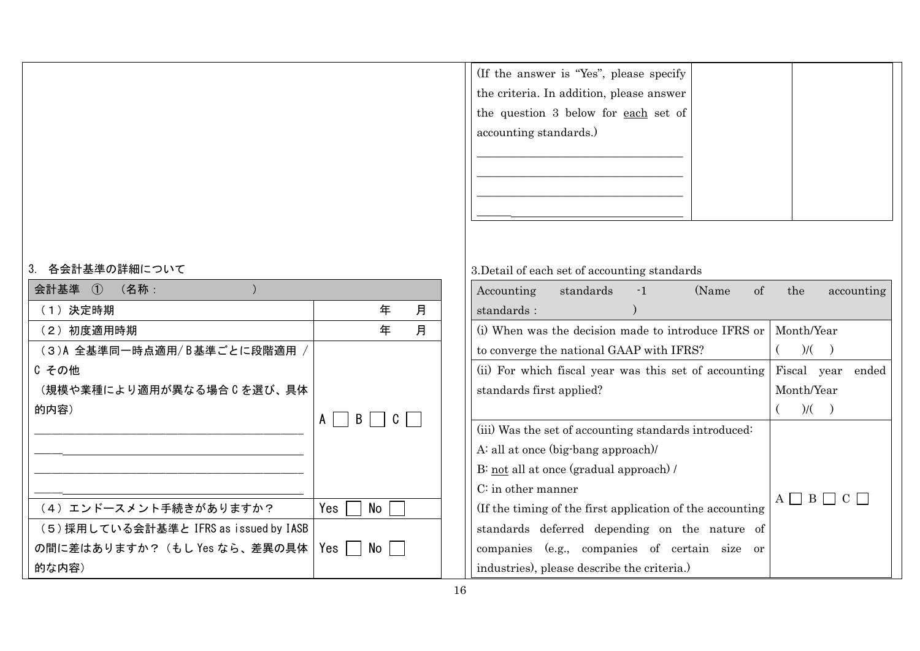(If the answer is "Yes", please specify the criteria. In addition, please answer the question 3 below for each set of accounting standards.)

______________________________
______________________________
______________________________
______________________________

### 3. 各会計基準の詳細について

| 会計基準 ① （名称： ） | |
|---|---|
| （１）決定時期 | 年 月 |
| （２）初度適用時期 | 年 月 |
| （３）A 全基準同一時点適用/ B 基準ごとに段階適用 / C その他<br>（規模や業種により適用が異なる場合 C を選び、具体的内容）<br>______________________________<br>______________________________<br>______________________________<br>______________________________ | A ☐ B ☐ C ☐ |
| （４）エンドースメント手続きがありますか？ | Yes ☐ No ☐ |
| （５）採用している会計基準と IFRS as issued by IASB の間に差はありますか？（もし Yes なら、差異の具体的な内容） | Yes ☐ No ☐ |

### 3.Detail of each set of accounting standards

| Accounting standards -1 (Name of the accounting standards : ) | |
|---|---|
| (i) When was the decision made to introduce IFRS or to converge the national GAAP with IFRS? | Month/Year<br>( )/( ) |
| (ii) For which fiscal year was this set of accounting standards first applied? | Fiscal year ended Month/Year<br>( )/( ) |
| (iii) Was the set of accounting standards introduced:<br>A: all at once (big-bang approach)/<br>B: not all at once (gradual approach) /<br>C: in other manner<br>(If the timing of the first application of the accounting standards deferred depending on the nature of companies (e.g., companies of certain size or industries), please describe the criteria.) | A ☐ B ☐ C ☐ |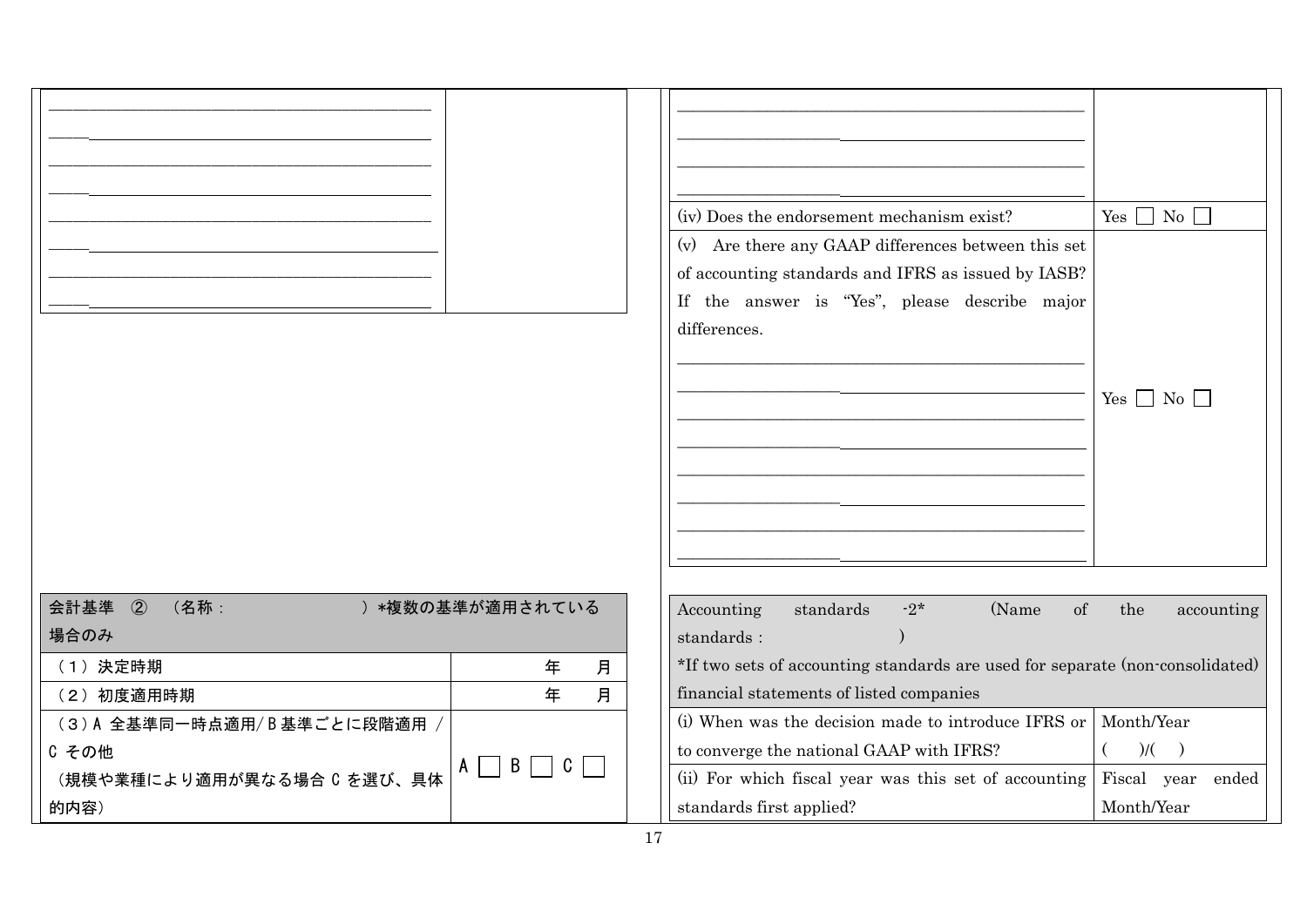| | |
|---|---|
| ________________________________________ | |

| | |
|---|---|
| ________________________________________ | |
| (iv) Does the endorsement mechanism exist? | Yes ☐ No ☐ |
| (v) Are there any GAAP differences between this set of accounting standards and IFRS as issued by IASB? If the answer is "Yes", please describe major differences. ________________________________________ | Yes ☐ No ☐ |

| 会計基準 ② （名称： ）*複数の基準が適用されている場合のみ | |
|---|---|
| （１）決定時期 | 年　月 |
| （２）初度適用時期 | 年　月 |
| （３）A 全基準同一時点適用/ B 基準ごとに段階適用 / C その他<br>（規模や業種により適用が異なる場合 C を選び、具体的内容） | A ☐ B ☐ C ☐ |

| Accounting standards -2* (Name of the accounting standards : )<br>*If two sets of accounting standards are used for separate (non-consolidated) financial statements of listed companies | |
|---|---|
| (i) When was the decision made to introduce IFRS or to converge the national GAAP with IFRS? | Month/Year<br>( )/( ) |
| (ii) For which fiscal year was this set of accounting standards first applied? | Fiscal year ended Month/Year |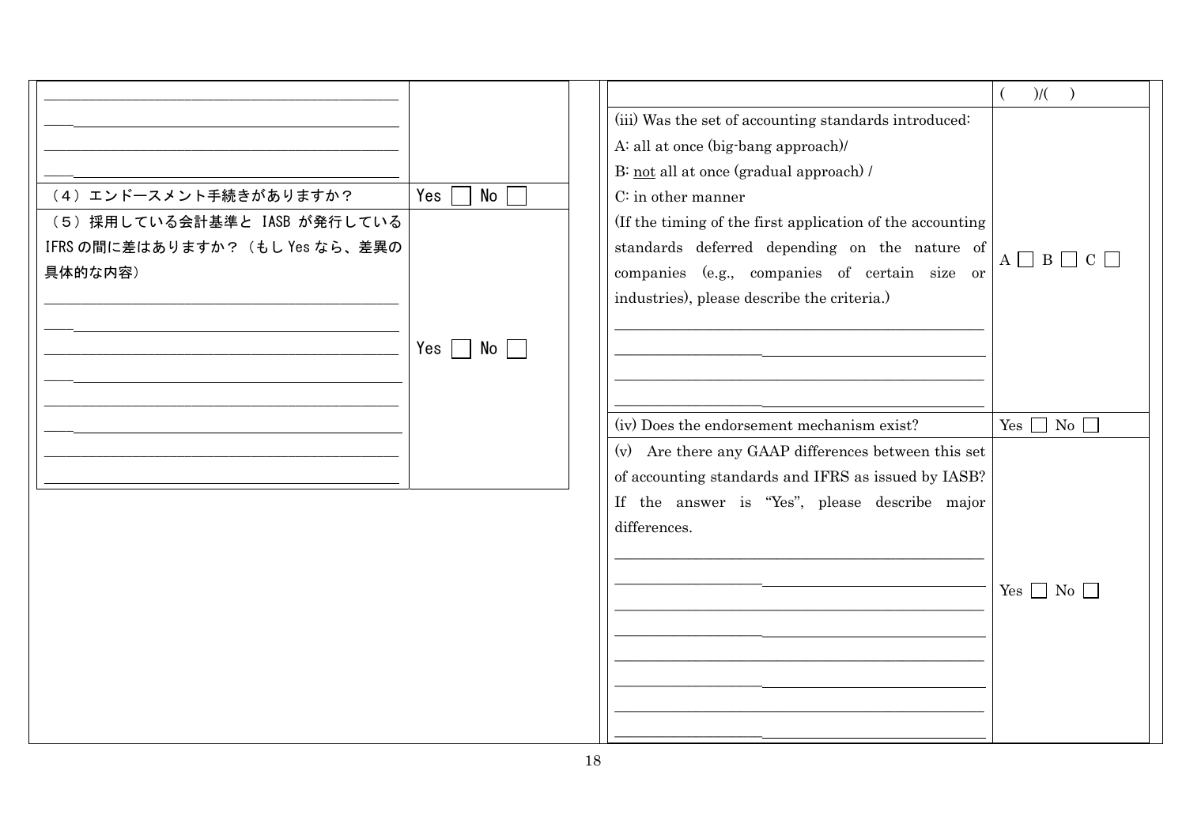| | |
|---|---|
| \_\_\_\_\_\_\_\_\_\_\_\_\_\_\_\_\_\_\_\_\_\_\_\_\_\_\_\_\_\_\_\_\_\_\_\_\_\_\_\_ | |
| （４）エンドースメント手続きがありますか？ | Yes ☐ No ☐ |
| （５）採用している会計基準と IASB が発行している IFRS の間に差はありますか？（もし Yes なら、差異の具体的な内容）<br>\_\_\_\_\_\_\_\_\_\_\_\_\_\_\_\_\_\_\_\_\_\_\_\_\_\_\_\_\_\_\_\_\_\_\_\_\_\_\_\_ | Yes ☐ No ☐ |

| | |
|---|---|
| | (　　)/(　　) |
| (iii) Was the set of accounting standards introduced:<br>A: all at once (big-bang approach)/<br>B: not all at once (gradual approach) /<br>C: in other manner<br>(If the timing of the first application of the accounting standards deferred depending on the nature of companies (e.g., companies of certain size or industries), please describe the criteria.)<br>\_\_\_\_\_\_\_\_\_\_\_\_\_\_\_\_\_\_\_\_\_\_\_\_\_\_\_\_\_\_\_\_\_\_\_\_\_\_\_\_ | A ☐ B ☐ C ☐ |
| (iv) Does the endorsement mechanism exist? | Yes ☐ No ☐ |
| (v) Are there any GAAP differences between this set of accounting standards and IFRS as issued by IASB? If the answer is "Yes", please describe major differences.<br>\_\_\_\_\_\_\_\_\_\_\_\_\_\_\_\_\_\_\_\_\_\_\_\_\_\_\_\_\_\_\_\_\_\_\_\_\_\_\_\_ | Yes ☐ No ☐ |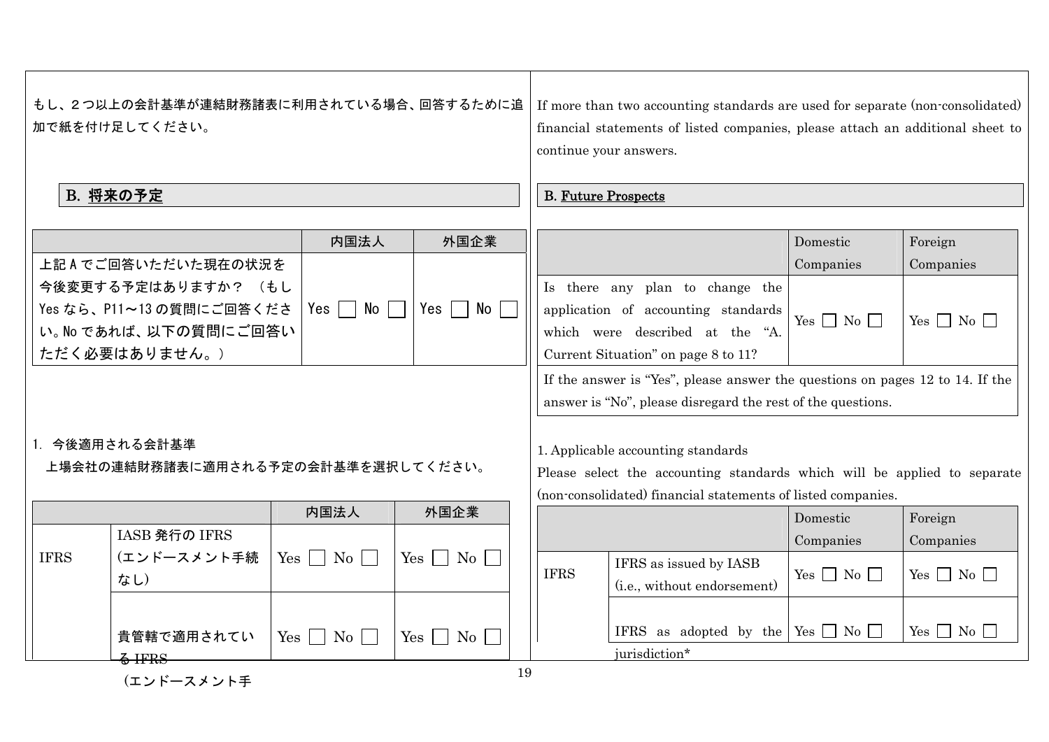もし、２つ以上の会計基準が連結財務諸表に利用されている場合、回答するために追加で紙を付け足してください。

If more than two accounting standards are used for separate (non-consolidated) financial statements of listed companies, please attach an additional sheet to continue your answers.

## B. 将来の予定

| | 内国法人 | 外国企業 |
|---|---|---|
| 上記Aでご回答いただいた現在の状況を今後変更する予定はありますか？（もしYesなら、P11～13の質問にご回答ください。Noであれば、以下の質問にご回答いただく必要はありません。） | Yes ☐ No ☐ | Yes ☐ No ☐ |

1. 今後適用される会計基準

上場会社の連結財務諸表に適用される予定の会計基準を選択してください。

| | | 内国法人 | 外国企業 |
|---|---|---|---|
| IFRS | IASB発行のIFRS（エンドースメント手続なし） | Yes ☐ No ☐ | Yes ☐ No ☐ |
| | 貴管轄で適用されているIFRS（エンドースメント手 | Yes ☐ No ☐ | Yes ☐ No ☐ |

## B. Future Prospects

| | Domestic Companies | Foreign Companies |
|---|---|---|
| Is there any plan to change the application of accounting standards which were described at the "A. Current Situation" on page 8 to 11? | Yes ☐ No ☐ | Yes ☐ No ☐ |

If the answer is "Yes", please answer the questions on pages 12 to 14. If the answer is "No", please disregard the rest of the questions.

1. Applicable accounting standards

Please select the accounting standards which will be applied to separate (non-consolidated) financial statements of listed companies.

| | | Domestic Companies | Foreign Companies |
|---|---|---|---|
| IFRS | IFRS as issued by IASB (i.e., without endorsement) | Yes ☐ No ☐ | Yes ☐ No ☐ |
| | IFRS as adopted by the jurisdiction* | Yes ☐ No ☐ | Yes ☐ No ☐ |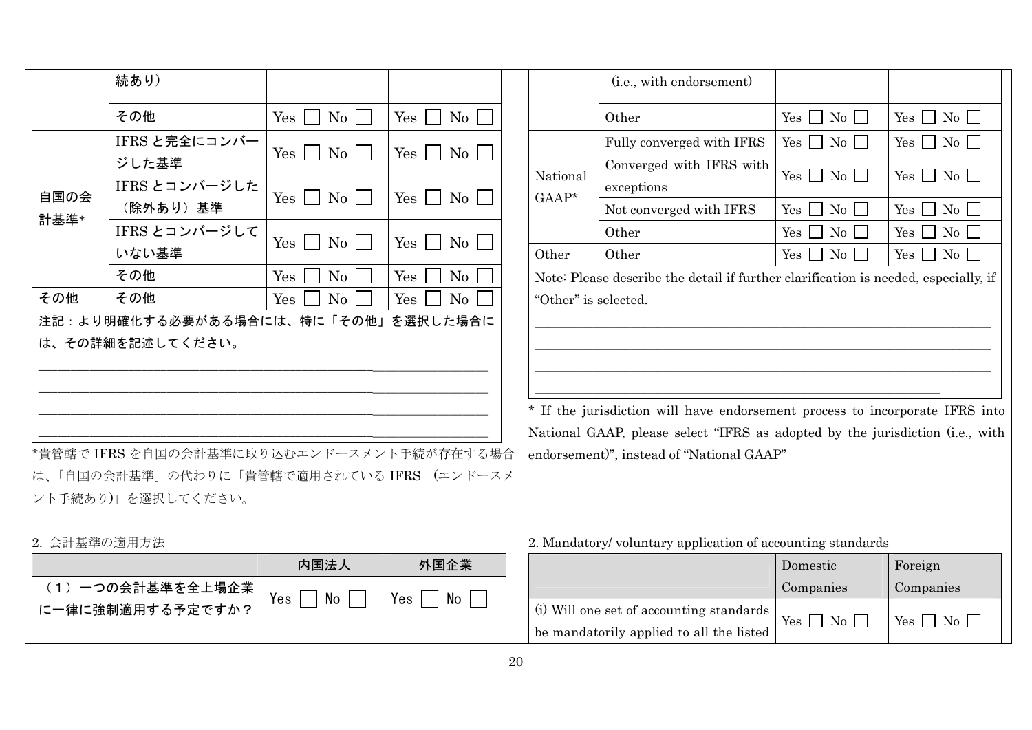| | 続あり） | | |
|---|---|---|---|
| | その他 | Yes ☐ No ☐ | Yes ☐ No ☐ |
| 自国の会計基準* | IFRS と完全にコンバージした基準 | Yes ☐ No ☐ | Yes ☐ No ☐ |
| | IFRS とコンバージした（除外あり）基準 | Yes ☐ No ☐ | Yes ☐ No ☐ |
| | IFRS とコンバージしていない基準 | Yes ☐ No ☐ | Yes ☐ No ☐ |
| | その他 | Yes ☐ No ☐ | Yes ☐ No ☐ |
| その他 | その他 | Yes ☐ No ☐ | Yes ☐ No ☐ |

注記：より明確化する必要がある場合には、特に「その他」を選択した場合には、その詳細を記述してください。

\_\_\_\_\_\_\_\_\_\_\_\_\_\_\_\_\_\_\_\_\_\_\_\_\_\_\_\_\_\_\_\_\_\_\_\_\_\_\_\_\_\_\_\_\_\_\_\_

\_\_\_\_\_\_\_\_\_\_\_\_\_\_\_\_\_\_\_\_\_\_\_\_\_\_\_\_\_\_\_\_\_\_\_\_\_\_\_\_\_\_\_\_\_\_\_\_

\_\_\_\_\_\_\_\_\_\_\_\_\_\_\_\_\_\_\_\_\_\_\_\_\_\_\_\_\_\_\_\_\_\_\_\_\_\_\_\_\_\_\_\_\_\_\_\_

\_\_\_\_\_\_\_\_\_\_\_\_\_\_\_\_\_\_\_\_\_\_\_\_\_\_\_\_\_\_\_\_\_\_\_\_\_\_\_\_\_\_\_\_\_\_\_\_

*貴管轄で IFRS を自国の会計基準に取り込むエンドースメント手続が存在する場合は、「自国の会計基準」の代わりに「貴管轄で適用されている IFRS （エンドースメント手続あり)」を選択してください。

2. 会計基準の適用方法

| | 内国法人 | 外国企業 |
|---|---|---|
| （１）一つの会計基準を全上場企業に一律に強制適用する予定ですか？ | Yes ☐ No ☐ | Yes ☐ No ☐ |

| | (i.e., with endorsement) | | |
|---|---|---|---|
| | Other | Yes ☐ No ☐ | Yes ☐ No ☐ |
| National GAAP* | Fully converged with IFRS | Yes ☐ No ☐ | Yes ☐ No ☐ |
| | Converged with IFRS with exceptions | Yes ☐ No ☐ | Yes ☐ No ☐ |
| | Not converged with IFRS | Yes ☐ No ☐ | Yes ☐ No ☐ |
| | Other | Yes ☐ No ☐ | Yes ☐ No ☐ |
| Other | Other | Yes ☐ No ☐ | Yes ☐ No ☐ |

Note: Please describe the detail if further clarification is needed, especially, if "Other" is selected.

\_\_\_\_\_\_\_\_\_\_\_\_\_\_\_\_\_\_\_\_\_\_\_\_\_\_\_\_\_\_\_\_\_\_\_\_\_\_\_\_\_\_\_\_\_\_\_\_

\_\_\_\_\_\_\_\_\_\_\_\_\_\_\_\_\_\_\_\_\_\_\_\_\_\_\_\_\_\_\_\_\_\_\_\_\_\_\_\_\_\_\_\_\_\_\_\_

\_\_\_\_\_\_\_\_\_\_\_\_\_\_\_\_\_\_\_\_\_\_\_\_\_\_\_\_\_\_\_\_\_\_\_\_\_\_\_\_\_\_\_\_\_\_\_\_

\_\_\_\_\_\_\_\_\_\_\_\_\_\_\_\_\_\_\_\_\_\_\_\_\_\_\_\_\_\_\_\_\_\_\_\_\_\_\_\_\_\_\_\_\_\_\_\_

* If the jurisdiction will have endorsement process to incorporate IFRS into National GAAP, please select "IFRS as adopted by the jurisdiction (i.e., with endorsement)", instead of "National GAAP"

2. Mandatory/ voluntary application of accounting standards

| | Domestic Companies | Foreign Companies |
|---|---|---|
| (i) Will one set of accounting standards be mandatorily applied to all the listed | Yes ☐ No ☐ | Yes ☐ No ☐ |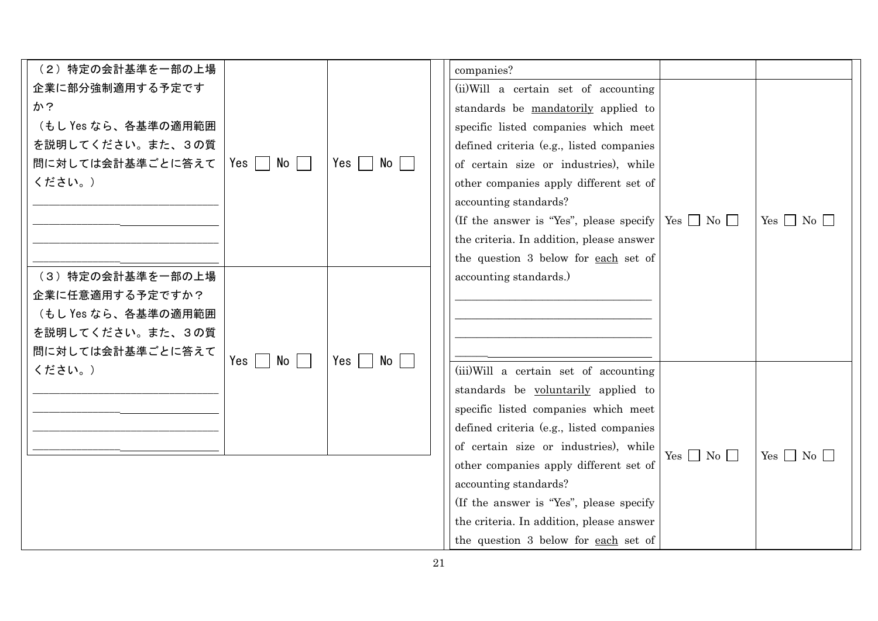| | | |
|---|---|---|
| （２）特定の会計基準を一部の上場企業に部分強制適用する予定ですか？<br>（もし Yes なら、各基準の適用範囲を説明してください。また、３の質問に対しては会計基準ごとに答えてください。）<br>______________________________<br>______________________________<br>______________________________<br>______________________________ | Yes □ No □ | Yes □ No □ |
| （３）特定の会計基準を一部の上場企業に任意適用する予定ですか？<br>（もし Yes なら、各基準の適用範囲を説明してください。また、３の質問に対しては会計基準ごとに答えてください。）<br>______________________________<br>______________________________<br>______________________________<br>______________________________ | Yes □ No □ | Yes □ No □ |

| | | |
|---|---|---|
| companies? | | |
| (ii)Will a certain set of accounting standards be <u>mandatorily</u> applied to specific listed companies which meet defined criteria (e.g., listed companies of certain size or industries), while other companies apply different set of accounting standards?<br>(If the answer is "Yes", please specify the criteria. In addition, please answer the question 3 below for <u>each</u> set of accounting standards.)<br>______________________________<br>______________________________<br>______________________________<br>______________________________ | Yes □ No □ | Yes □ No □ |
| (iii)Will a certain set of accounting standards be <u>voluntarily</u> applied to specific listed companies which meet defined criteria (e.g., listed companies of certain size or industries), while other companies apply different set of accounting standards?<br>(If the answer is "Yes", please specify the criteria. In addition, please answer the question 3 below for <u>each</u> set of | Yes □ No □ | Yes □ No □ |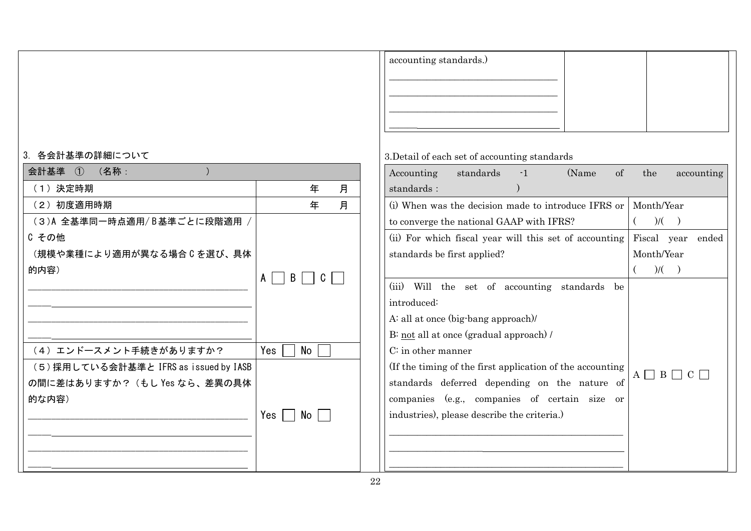| accounting standards.)<br>\_\_\_\_\_\_\_\_\_\_\_\_\_\_\_\_\_\_\_\_\_\_\_\_\_\_\_\_\_\_\_\_\_\_<br>\_\_\_\_\_\_\_\_\_\_\_\_\_\_\_\_\_\_\_\_\_\_\_\_\_\_\_\_\_\_\_\_\_\_<br>\_\_\_\_\_\_\_\_\_\_\_\_\_\_\_\_\_\_\_\_\_\_\_\_\_\_\_\_\_\_\_\_\_\_<br>\_\_\_\_\_\_\_\_\_\_\_\_\_\_\_\_\_\_\_\_\_\_\_\_\_\_\_\_\_\_\_\_\_\_ | | |
|---|---|---|

3. 各会計基準の詳細について

| 会計基準　①　（名称：　　　　　　　） | |
|---|---|
| （1）決定時期 | 年　　月 |
| （2）初度適用時期 | 年　　月 |
| （3）A 全基準同一時点適用/ B基準ごとに段階適用 / C その他<br>（規模や業種により適用が異なる場合 C を選び、具体的内容）<br>\_\_\_\_\_\_\_\_\_\_\_\_\_\_\_\_\_\_\_\_\_\_\_\_\_\_\_\_\_\_\_\_\_\_\_\_\_\_\_\_<br>\_\_\_\_\_\_\_\_\_\_\_\_\_\_\_\_\_\_\_\_\_\_\_\_\_\_\_\_\_\_\_\_\_\_\_\_\_\_\_\_<br>\_\_\_\_\_\_\_\_\_\_\_\_\_\_\_\_\_\_\_\_\_\_\_\_\_\_\_\_\_\_\_\_\_\_\_\_\_\_\_\_<br>\_\_\_\_\_\_\_\_\_\_\_\_\_\_\_\_\_\_\_\_\_\_\_\_\_\_\_\_\_\_\_\_\_\_\_\_\_\_\_\_ | A ☐ B ☐ C ☐ |
| （4）エンドースメント手続きがありますか？ | Yes ☐ No ☐ |
| （5）採用している会計基準と IFRS as issued by IASB の間に差はありますか？（もし Yes なら、差異の具体的な内容）<br>\_\_\_\_\_\_\_\_\_\_\_\_\_\_\_\_\_\_\_\_\_\_\_\_\_\_\_\_\_\_\_\_\_\_\_\_\_\_\_\_<br>\_\_\_\_\_\_\_\_\_\_\_\_\_\_\_\_\_\_\_\_\_\_\_\_\_\_\_\_\_\_\_\_\_\_\_\_\_\_\_\_<br>\_\_\_\_\_\_\_\_\_\_\_\_\_\_\_\_\_\_\_\_\_\_\_\_\_\_\_\_\_\_\_\_\_\_\_\_\_\_\_\_<br>\_\_\_\_\_\_\_\_\_\_\_\_\_\_\_\_\_\_\_\_\_\_\_\_\_\_\_\_\_\_\_\_\_\_\_\_\_\_\_\_ | Yes ☐ No ☐ |

3.Detail of each set of accounting standards

| Accounting standards -1 (Name of the accounting standards :　　　　　) | |
|---|---|
| (i) When was the decision made to introduce IFRS or to converge the national GAAP with IFRS? | Month/Year<br>(　　)/(　　) |
| (ii) For which fiscal year will this set of accounting standards be first applied? | Fiscal year ended Month/Year<br>(　　)/(　　) |
| (iii) Will the set of accounting standards be introduced:<br>A: all at once (big-bang approach)/<br>B: not all at once (gradual approach) /<br>C: in other manner<br>(If the timing of the first application of the accounting standards deferred depending on the nature of companies (e.g., companies of certain size or industries), please describe the criteria.)<br>\_\_\_\_\_\_\_\_\_\_\_\_\_\_\_\_\_\_\_\_\_\_\_\_\_\_\_\_\_\_\_\_\_\_\_\_\_\_\_\_\_\_\_\_<br>\_\_\_\_\_\_\_\_\_\_\_\_\_\_\_\_\_\_\_\_\_\_\_\_\_\_\_\_\_\_\_\_\_\_\_\_\_\_\_\_\_\_\_\_<br>\_\_\_\_\_\_\_\_\_\_\_\_\_\_\_\_\_\_\_\_\_\_\_\_\_\_\_\_\_\_\_\_\_\_\_\_\_\_\_\_\_\_\_\_ | A ☐ B ☐ C ☐ |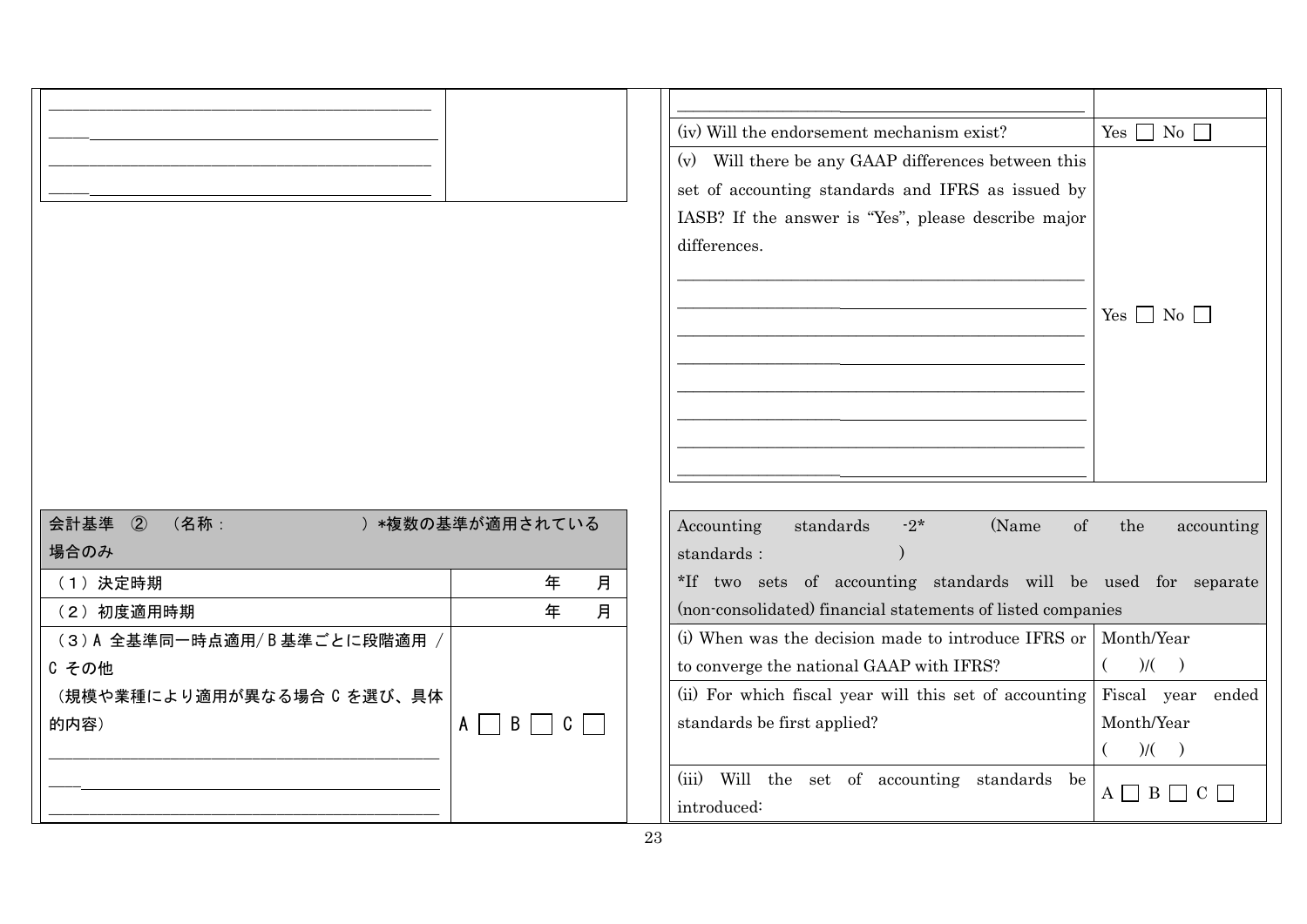| | |
|---|---|
| ____________________<br>____________________<br>____________________<br>____________________ | |

| | |
|---|---|
| ____________________ | |
| (iv) Will the endorsement mechanism exist? | Yes ☐ No ☐ |
| (v) Will there be any GAAP differences between this set of accounting standards and IFRS as issued by IASB? If the answer is "Yes", please describe major differences.<br>____________________<br>____________________<br>____________________<br>____________________<br>____________________<br>____________________<br>____________________<br>____________________ | Yes ☐ No ☐ |

| 会計基準 ② （名称： ）*複数の基準が適用されている場合のみ | |
|---|---|
| （1）決定時期 | 年 月 |
| （2）初度適用時期 | 年 月 |
| （3）A 全基準同一時点適用/ B 基準ごとに段階適用 / C その他<br>（規模や業種により適用が異なる場合 C を選び、具体的内容）<br>____________________<br>____________________<br>____________________ | A ☐ B ☐ C ☐ |

| Accounting standards -2* (Name of the accounting standards : )<br>*If two sets of accounting standards will be used for separate (non-consolidated) financial statements of listed companies | |
|---|---|
| (i) When was the decision made to introduce IFRS or to converge the national GAAP with IFRS? | Month/Year<br>( )/( ) |
| (ii) For which fiscal year will this set of accounting standards be first applied? | Fiscal year ended Month/Year<br>( )/( ) |
| (iii) Will the set of accounting standards be introduced: | A ☐ B ☐ C ☐ |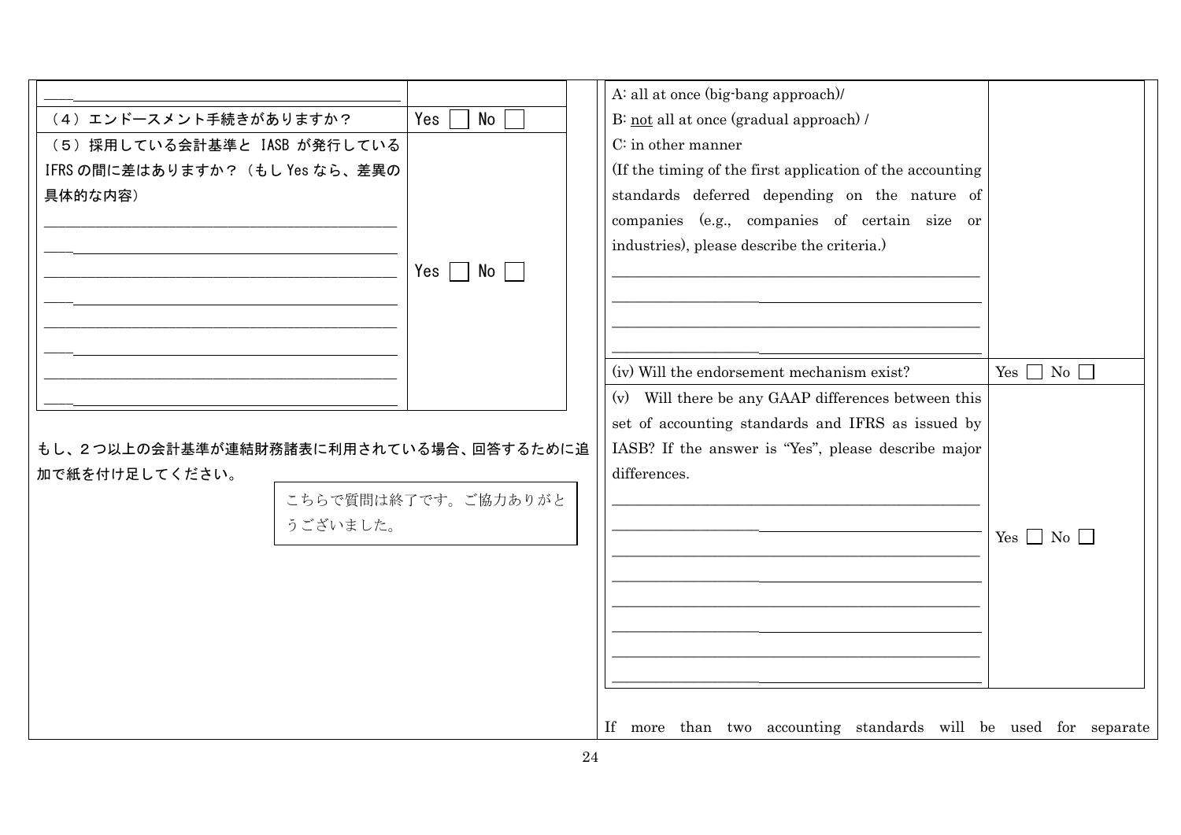| | |
|---|---|
| ____________________________________________ | |
| （4）エンドースメント手続きがありますか？ | Yes ☐ No ☐ |
| （5）採用している会計基準と IASB が発行している IFRS の間に差はありますか？（もし Yes なら、差異の具体的な内容）<br>____________________________________________<br>____________________________________________<br>____________________________________________<br>____________________________________________<br>____________________________________________<br>____________________________________________<br>____________________________________________<br>____________________________________________ | Yes ☐ No ☐ |

もし、２つ以上の会計基準が連結財務諸表に利用されている場合、回答するために追加で紙を付け足してください。

こちらで質問は終了です。ご協力ありがとうございました。

| | |
|---|---|
| A: all at once (big-bang approach)/<br>B: not all at once (gradual approach) /<br>C: in other manner<br>(If the timing of the first application of the accounting standards deferred depending on the nature of companies (e.g., companies of certain size or industries), please describe the criteria.)<br>____________________________________________<br>____________________________________________<br>____________________________________________<br>____________________________________________ | |
| (iv) Will the endorsement mechanism exist? | Yes ☐ No ☐ |
| (v) Will there be any GAAP differences between this set of accounting standards and IFRS as issued by IASB? If the answer is "Yes", please describe major differences.<br>____________________________________________<br>____________________________________________<br>____________________________________________<br>____________________________________________<br>____________________________________________<br>____________________________________________<br>____________________________________________<br>____________________________________________ | Yes ☐ No ☐ |

If more than two accounting standards will be used for separate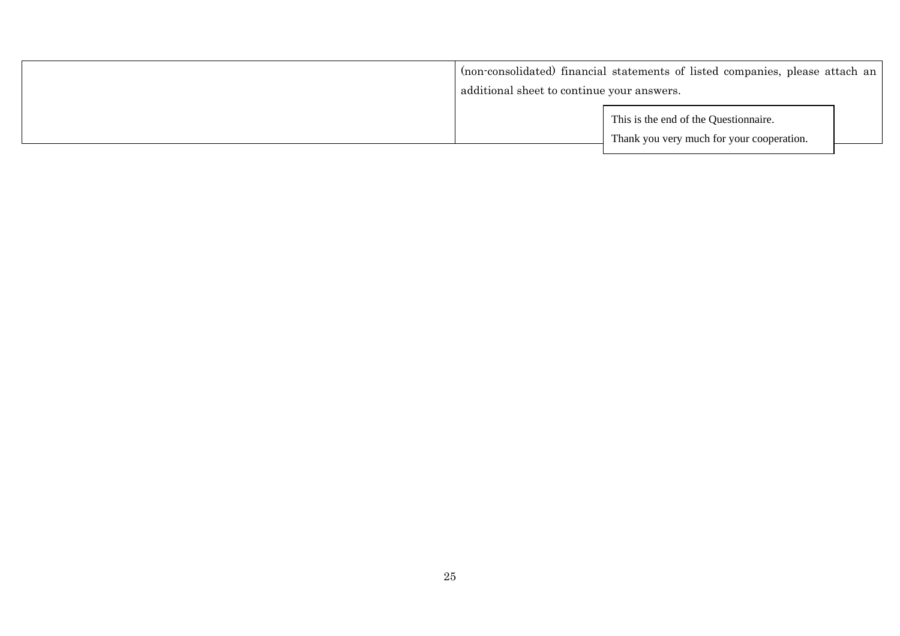| | |
|---|---|
| | (non-consolidated) financial statements of listed companies, please attach an additional sheet to continue your answers. |

This is the end of the Questionnaire.

Thank you very much for your cooperation.